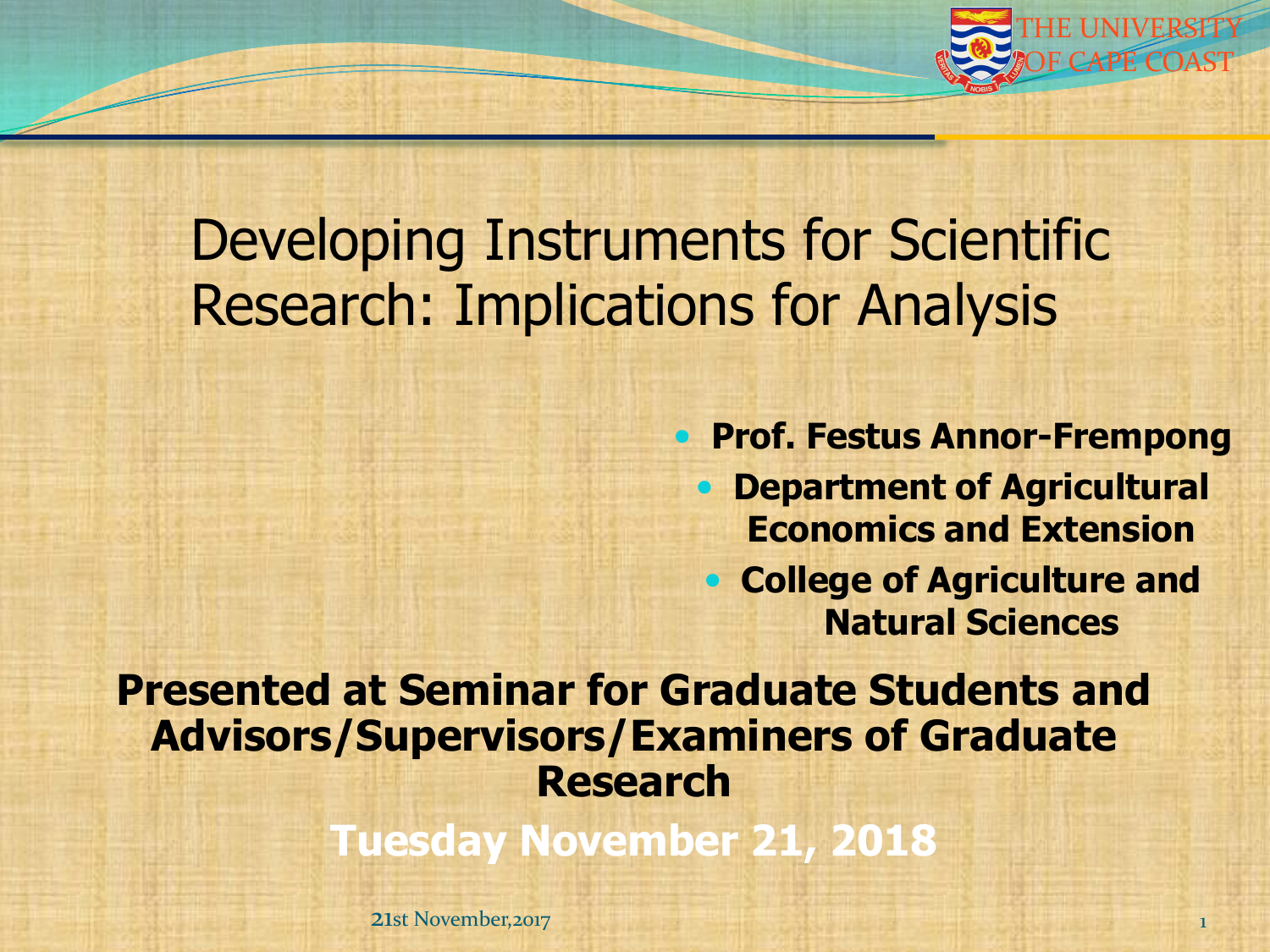THE UNIVERSITY OF CAPE COAST

# Developing Instruments for Scientific Research: Implications for Analysis

- **Prof. Festus Annor-Frempong**
- **Department of Agricultural Economics and Extension**
- **College of Agriculture and Natural Sciences**

**Presented at Seminar for Graduate Students and Advisors/Supervisors/Examiners of Graduate Research**

**Tuesday November 21, 2018**

21st November,2017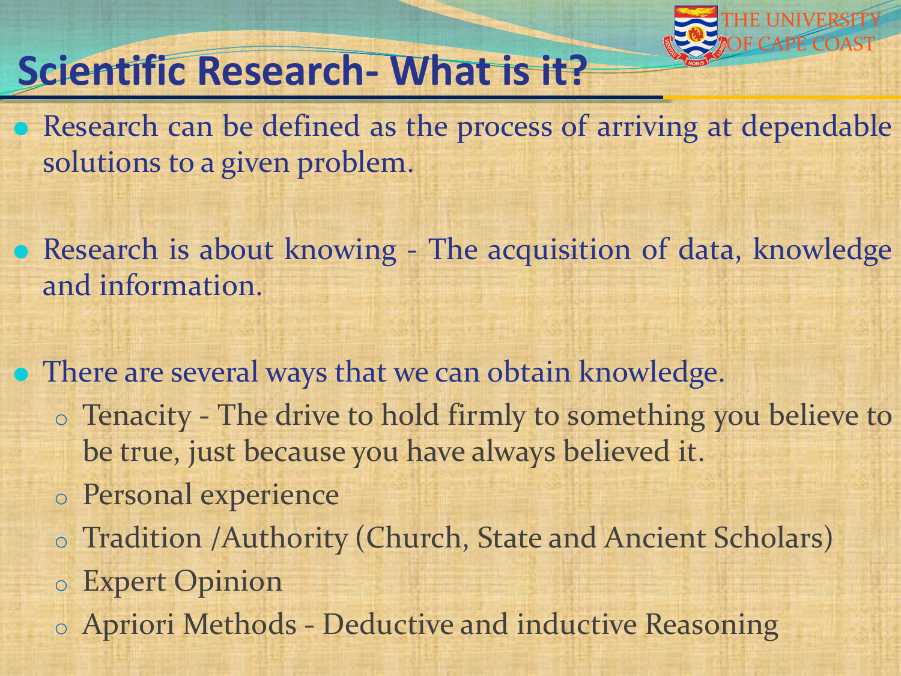# Scientific Research- What is it?

- Research can be defined as the process of arriving at dependable solutions to a given problem.

- Research is about knowing - The acquisition of data, knowledge and information.

- There are several ways that we can obtain knowledge.
  - Tenacity - The drive to hold firmly to something you believe to be true, just because you have always believed it.
  - Personal experience
  - Tradition /Authority (Church, State and Ancient Scholars)
  - Expert Opinion
  - Apriori Methods - Deductive and inductive Reasoning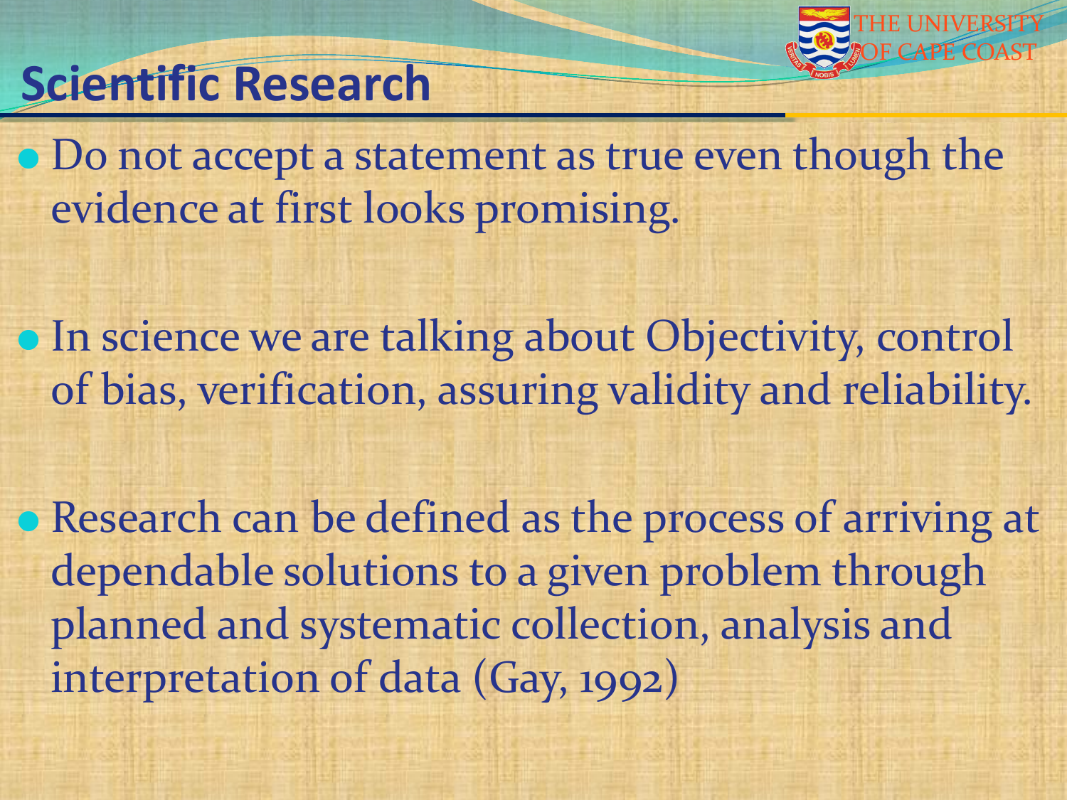## Scientific Research

- Do not accept a statement as true even though the evidence at first looks promising.

- In science we are talking about Objectivity, control of bias, verification, assuring validity and reliability.

- Research can be defined as the process of arriving at dependable solutions to a given problem through planned and systematic collection, analysis and interpretation of data (Gay, 1992)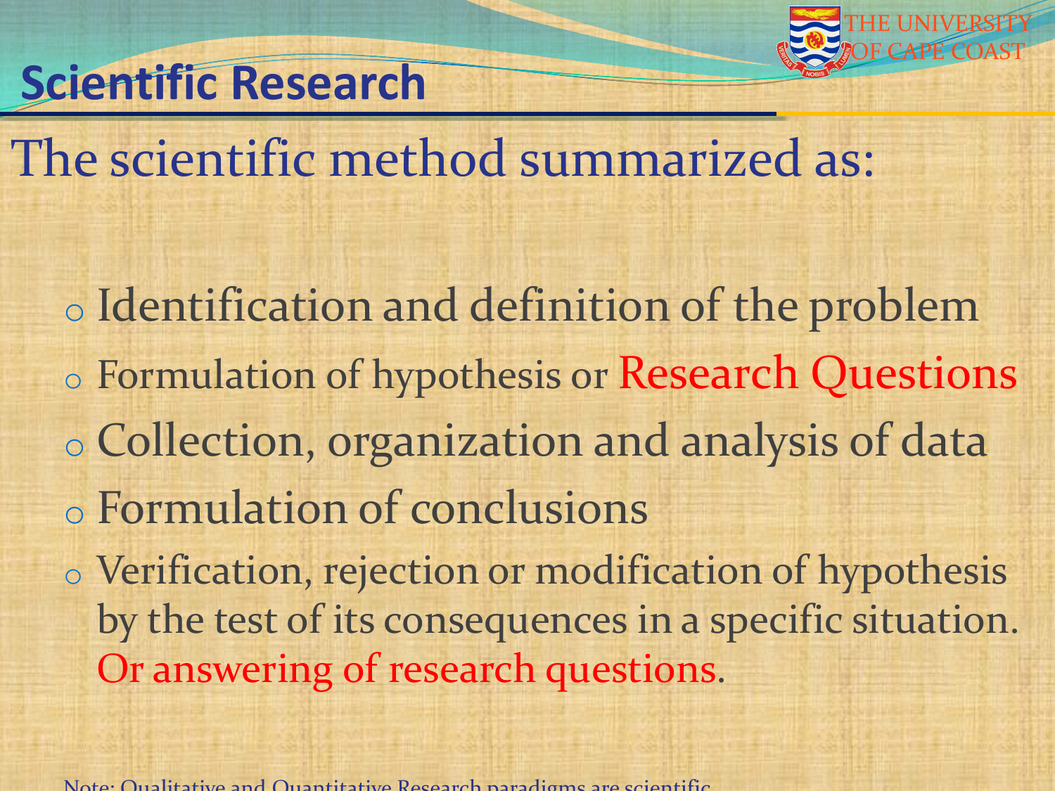## Scientific Research

The scientific method summarized as:

- Identification and definition of the problem
- Formulation of hypothesis or Research Questions
- Collection, organization and analysis of data
- Formulation of conclusions
- Verification, rejection or modification of hypothesis by the test of its consequences in a specific situation. Or answering of research questions.

Note: Qualitative and Quantitative Research paradigms are scientific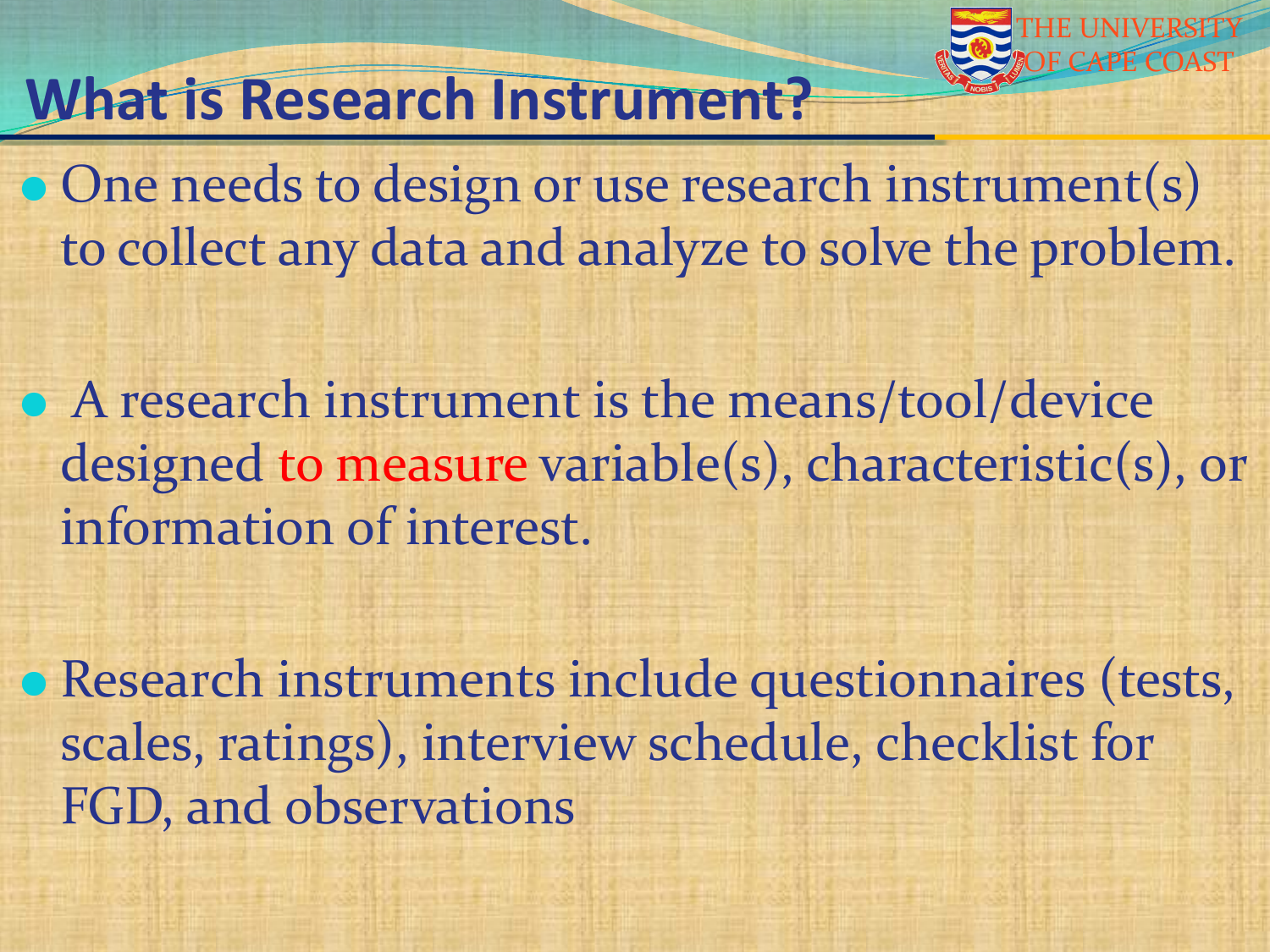## What is Research Instrument?

- One needs to design or use research instrument(s) to collect any data and analyze to solve the problem.

- A research instrument is the means/tool/device designed to measure variable(s), characteristic(s), or information of interest.

- Research instruments include questionnaires (tests, scales, ratings), interview schedule, checklist for FGD, and observations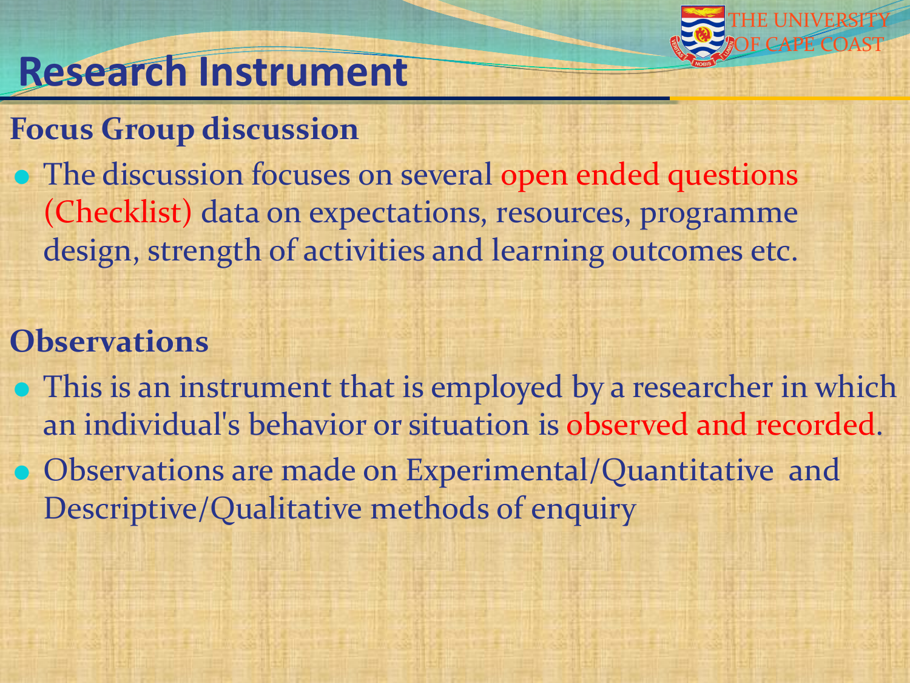# Research Instrument

**Focus Group discussion**

- The discussion focuses on several open ended questions (Checklist) data on expectations, resources, programme design, strength of activities and learning outcomes etc.

**Observations**

- This is an instrument that is employed by a researcher in which an individual's behavior or situation is observed and recorded.
- Observations are made on Experimental/Quantitative and Descriptive/Qualitative methods of enquiry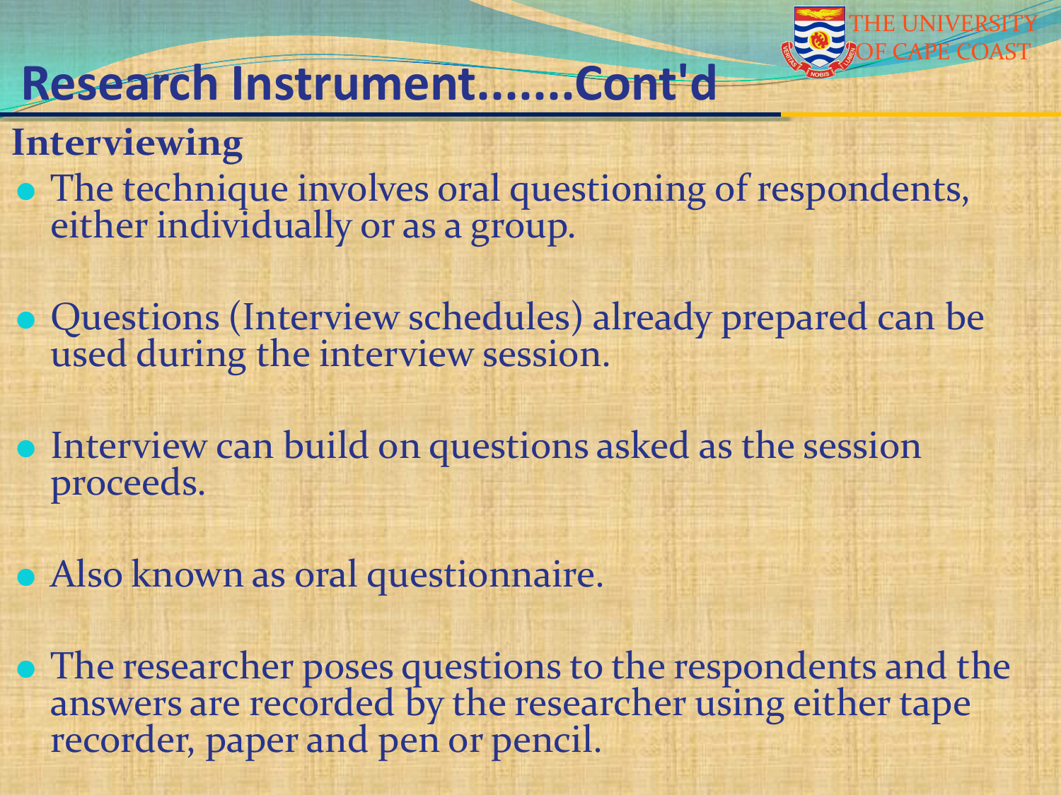# Research Instrument.......Cont'd

## Interviewing

- The technique involves oral questioning of respondents, either individually or as a group.
- Questions (Interview schedules) already prepared can be used during the interview session.
- Interview can build on questions asked as the session proceeds.
- Also known as oral questionnaire.
- The researcher poses questions to the respondents and the answers are recorded by the researcher using either tape recorder, paper and pen or pencil.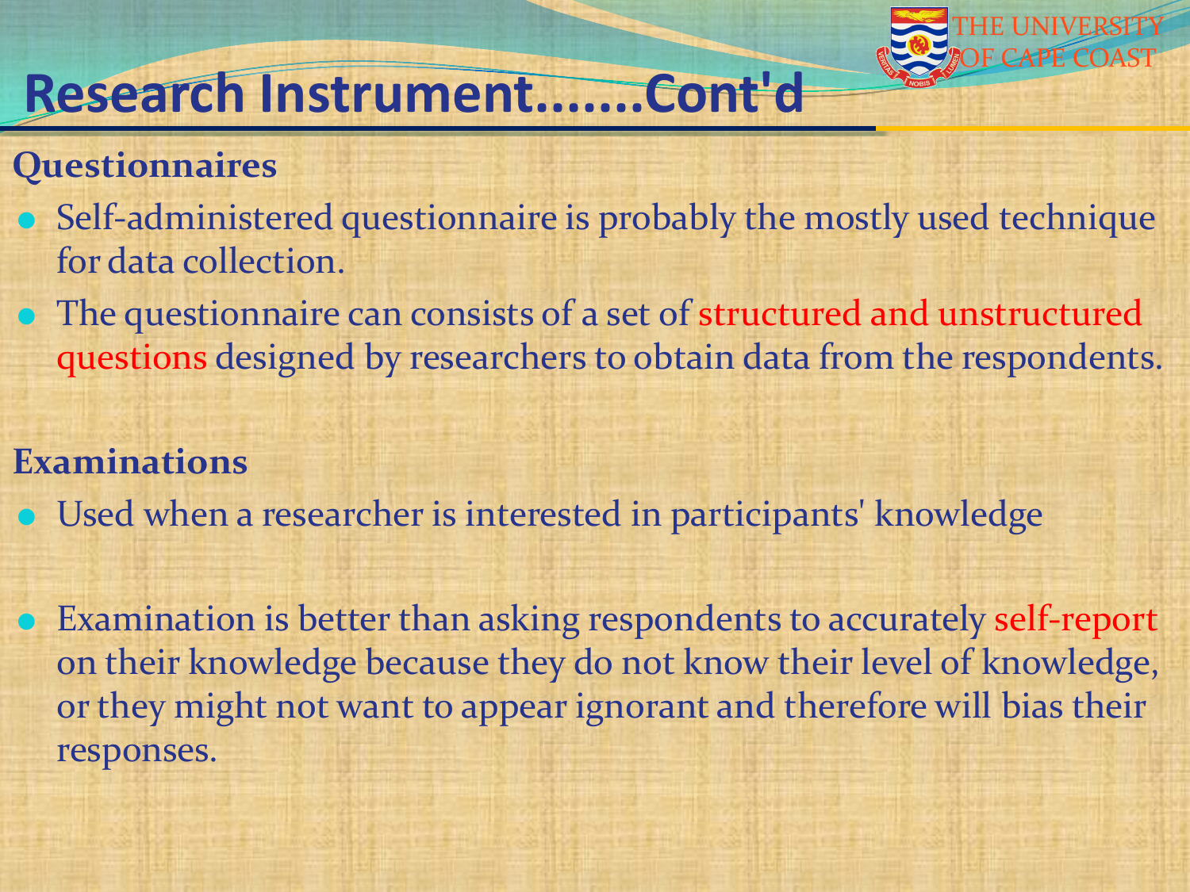# Research Instrument…….Cont'd

## Questionnaires

- Self-administered questionnaire is probably the mostly used technique for data collection.
- The questionnaire can consists of a set of structured and unstructured questions designed by researchers to obtain data from the respondents.

## Examinations

- Used when a researcher is interested in participants' knowledge
- Examination is better than asking respondents to accurately self-report on their knowledge because they do not know their level of knowledge, or they might not want to appear ignorant and therefore will bias their responses.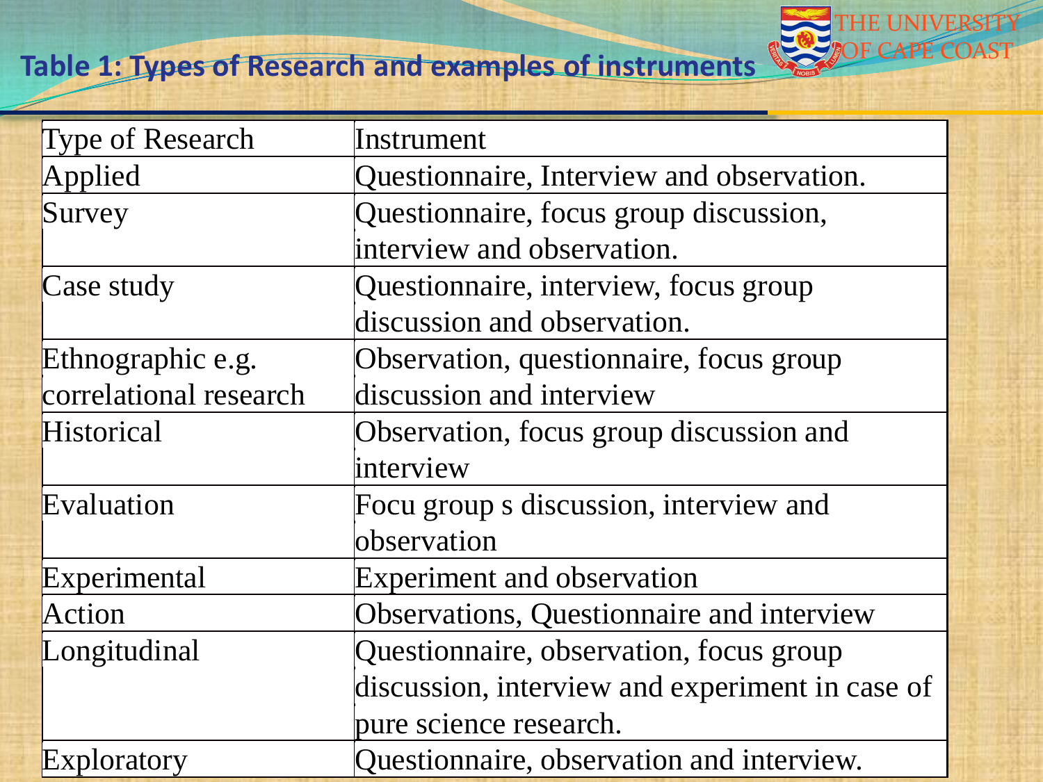## Table 1: Types of Research and examples of instruments

| Type of Research | Instrument |
|---|---|
| Applied | Questionnaire, Interview and observation. |
| Survey | Questionnaire, focus group discussion, interview and observation. |
| Case study | Questionnaire, interview, focus group discussion and observation. |
| Ethnographic e.g. correlational research | Observation, questionnaire, focus group discussion and interview |
| Historical | Observation, focus group discussion and interview |
| Evaluation | Focu group s discussion, interview and observation |
| Experimental | Experiment and observation |
| Action | Observations, Questionnaire and interview |
| Longitudinal | Questionnaire, observation, focus group discussion, interview and experiment in case of pure science research. |
| Exploratory | Questionnaire, observation and interview. |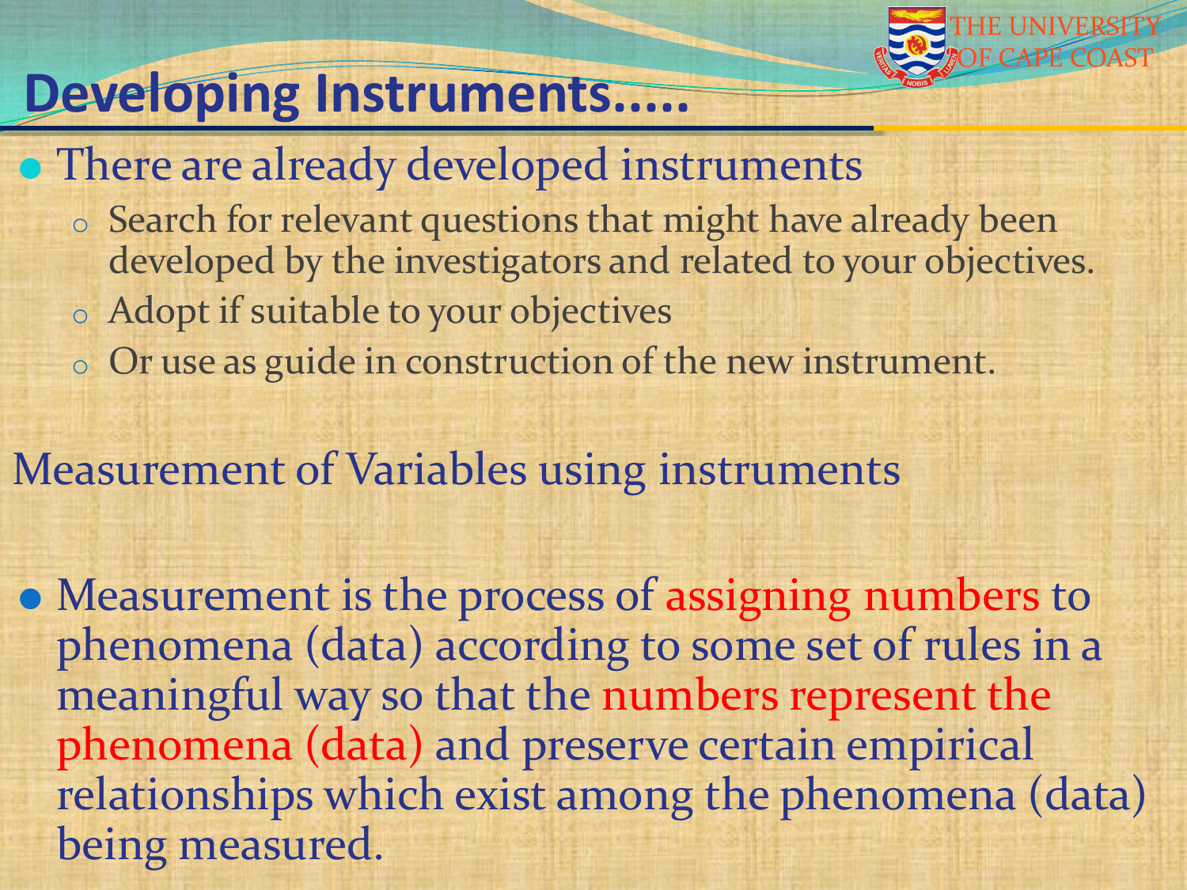# Developing Instruments.....

- There are already developed instruments
  - Search for relevant questions that might have already been developed by the investigators and related to your objectives.
  - Adopt if suitable to your objectives
  - Or use as guide in construction of the new instrument.

Measurement of Variables using instruments

- Measurement is the process of assigning numbers to phenomena (data) according to some set of rules in a meaningful way so that the numbers represent the phenomena (data) and preserve certain empirical relationships which exist among the phenomena (data) being measured.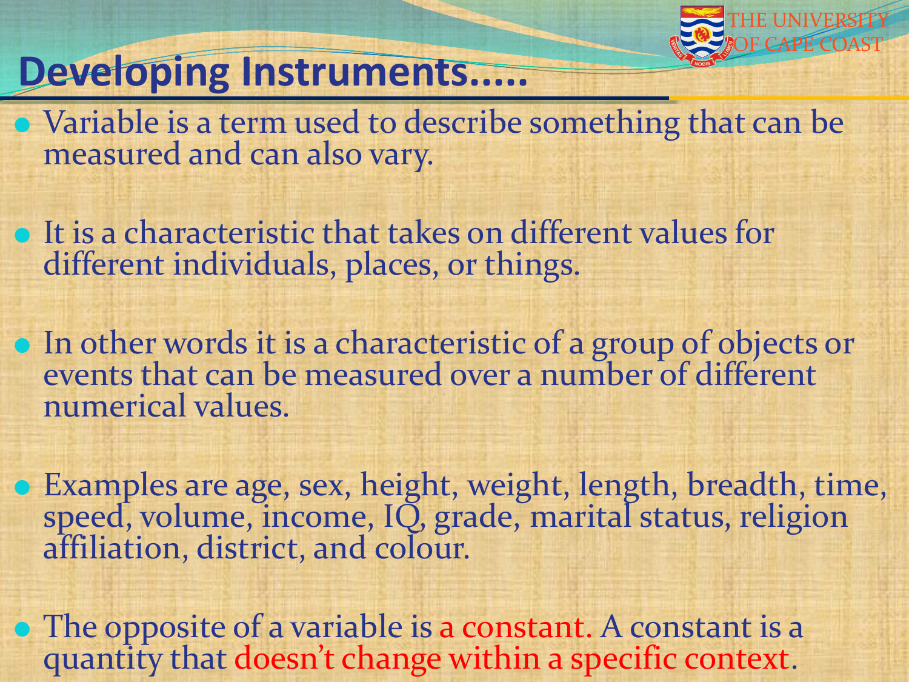# Developing Instruments…..

- Variable is a term used to describe something that can be measured and can also vary.
- It is a characteristic that takes on different values for different individuals, places, or things.
- In other words it is a characteristic of a group of objects or events that can be measured over a number of different numerical values.
- Examples are age, sex, height, weight, length, breadth, time, speed, volume, income, IQ, grade, marital status, religion affiliation, district, and colour.
- The opposite of a variable is a constant. A constant is a quantity that doesn't change within a specific context.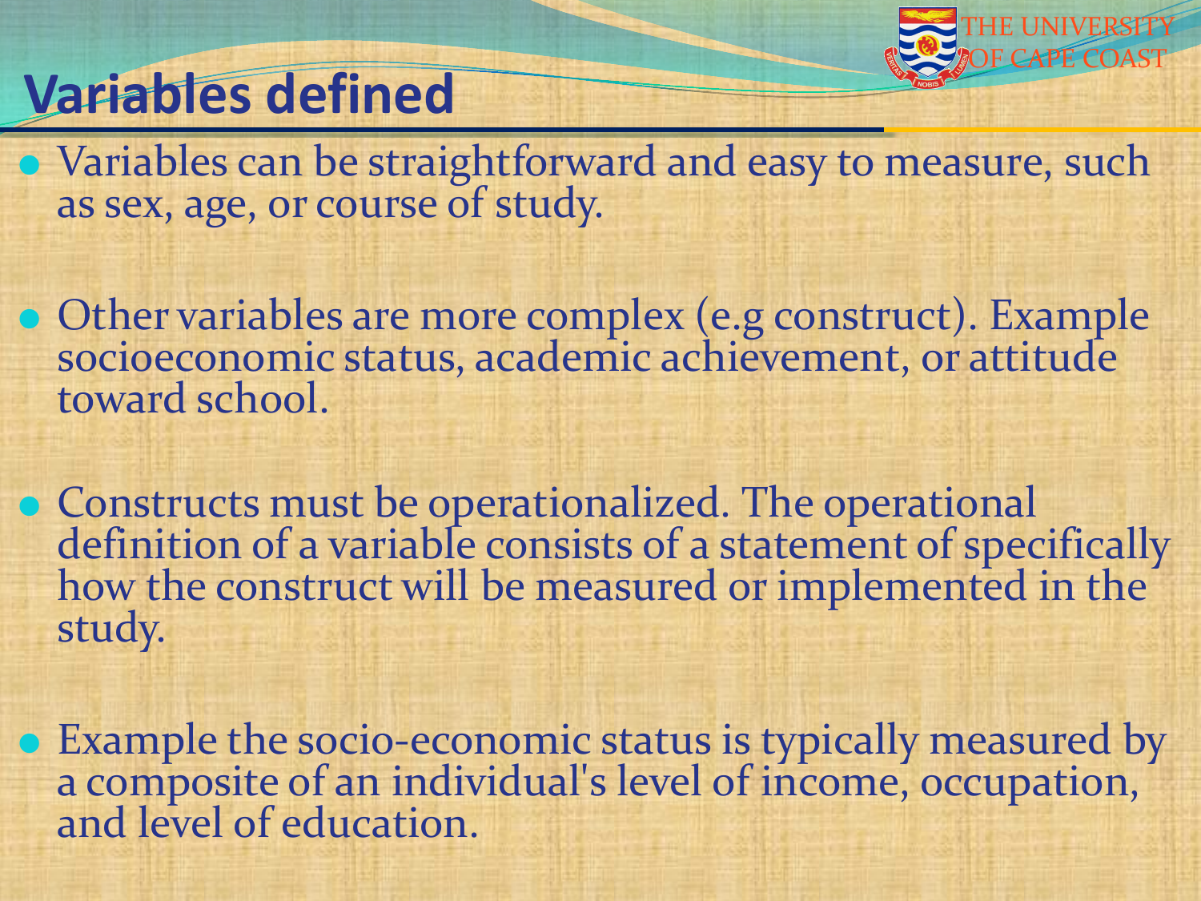# Variables defined

- Variables can be straightforward and easy to measure, such as sex, age, or course of study.

- Other variables are more complex (e.g construct). Example socioeconomic status, academic achievement, or attitude toward school.

- Constructs must be operationalized. The operational definition of a variable consists of a statement of specifically how the construct will be measured or implemented in the study.

- Example the socio-economic status is typically measured by a composite of an individual's level of income, occupation, and level of education.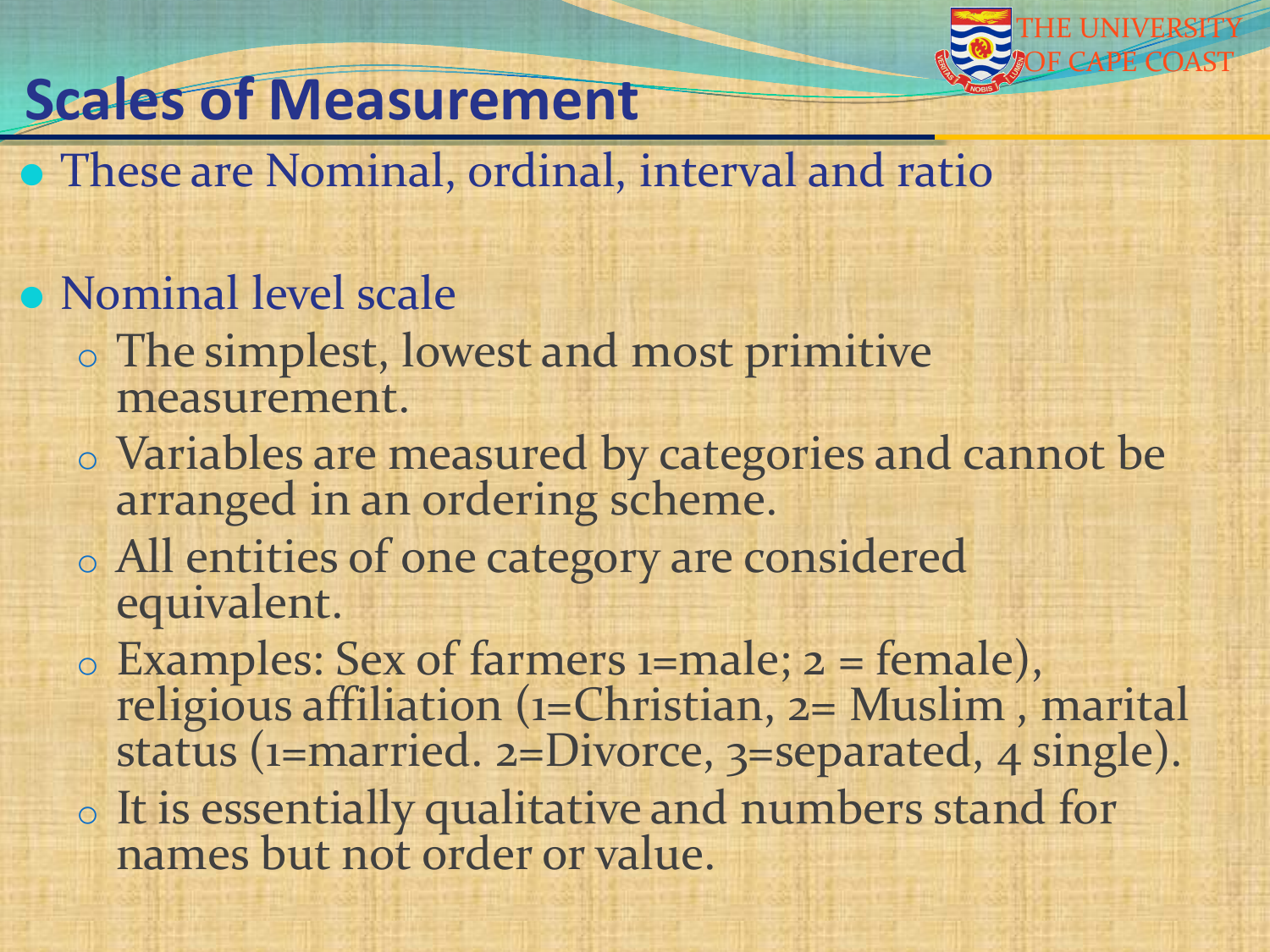# Scales of Measurement

- These are Nominal, ordinal, interval and ratio

- Nominal level scale
  - The simplest, lowest and most primitive measurement.
  - Variables are measured by categories and cannot be arranged in an ordering scheme.
  - All entities of one category are considered equivalent.
  - Examples: Sex of farmers 1=male; 2 = female), religious affiliation (1=Christian, 2= Muslim , marital status (1=married. 2=Divorce, 3=separated, 4 single).
  - It is essentially qualitative and numbers stand for names but not order or value.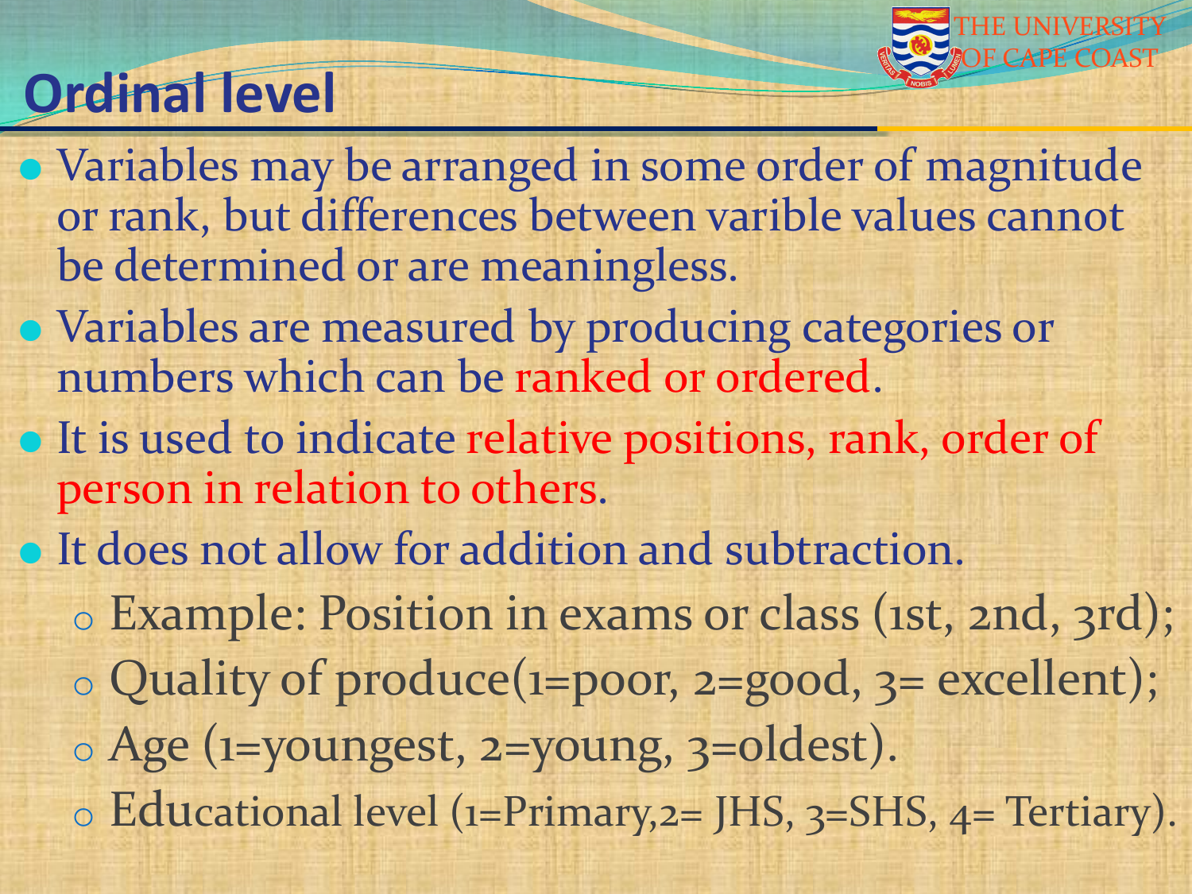# Ordinal level

- Variables may be arranged in some order of magnitude or rank, but differences between varible values cannot be determined or are meaningless.
- Variables are measured by producing categories or numbers which can be ranked or ordered.
- It is used to indicate relative positions, rank, order of person in relation to others.
- It does not allow for addition and subtraction.
  - Example: Position in exams or class (1st, 2nd, 3rd);
  - Quality of produce(1=poor, 2=good, 3= excellent);
  - Age (1=youngest, 2=young, 3=oldest).
  - Educational level (1=Primary,2= JHS, 3=SHS, 4= Tertiary).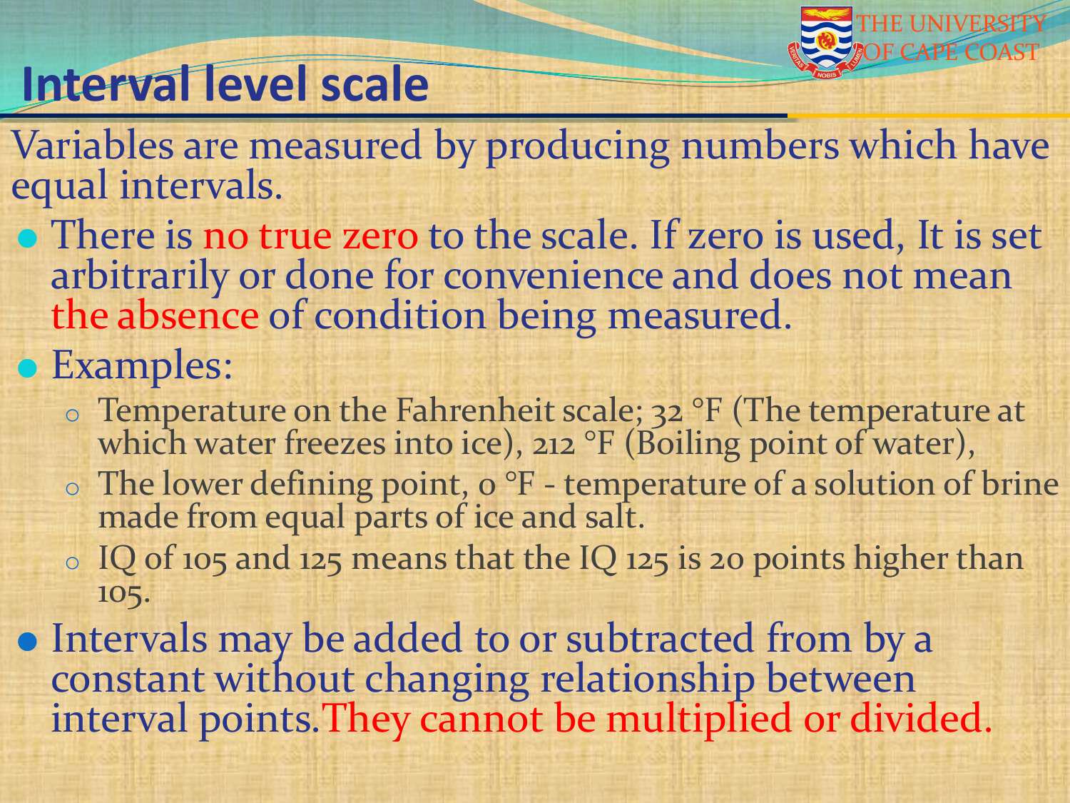# Interval level scale

Variables are measured by producing numbers which have equal intervals.

- There is no true zero to the scale. If zero is used, It is set arbitrarily or done for convenience and does not mean the absence of condition being measured.
- Examples:
  - Temperature on the Fahrenheit scale; 32 °F (The temperature at which water freezes into ice), 212 °F (Boiling point of water),
  - The lower defining point, 0 °F - temperature of a solution of brine made from equal parts of ice and salt.
  - IQ of 105 and 125 means that the IQ 125 is 20 points higher than 105.
- Intervals may be added to or subtracted from by a constant without changing relationship between interval points. They cannot be multiplied or divided.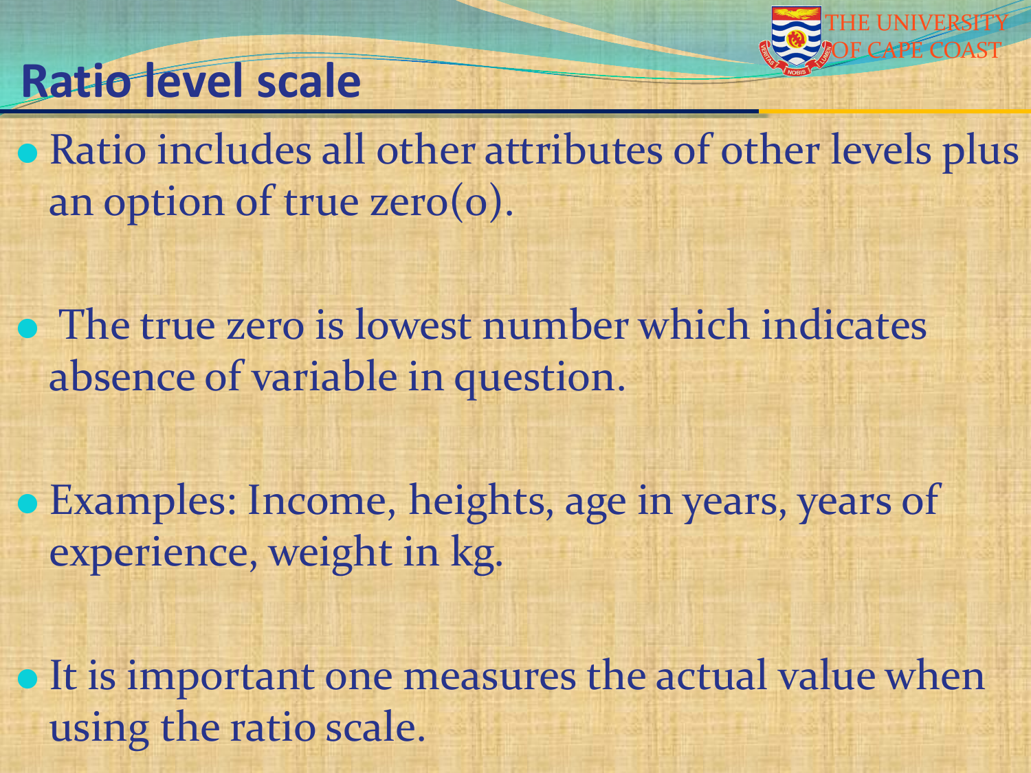# Ratio level scale

- Ratio includes all other attributes of other levels plus an option of true zero(0).

- The true zero is lowest number which indicates absence of variable in question.

- Examples: Income, heights, age in years, years of experience, weight in kg.

- It is important one measures the actual value when using the ratio scale.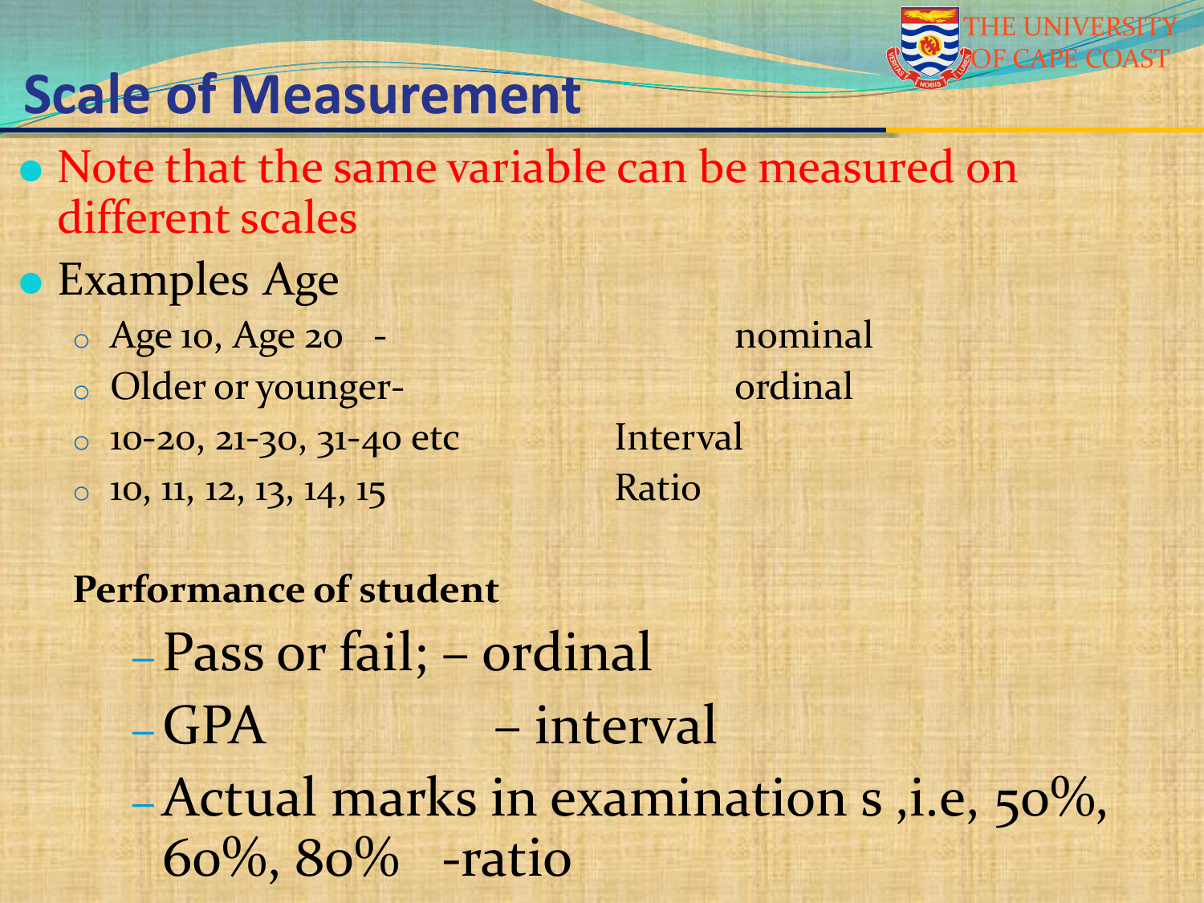## Scale of Measurement

- Note that the same variable can be measured on different scales
- Examples Age
  - Age 10, Age 20 - nominal
  - Older or younger- ordinal
  - 10-20, 21-30, 31-40 etc Interval
  - 10, 11, 12, 13, 14, 15 Ratio

**Performance of student**

- Pass or fail; – ordinal
- GPA – interval
- Actual marks in examination s ,i.e, 50%, 60%, 80% -ratio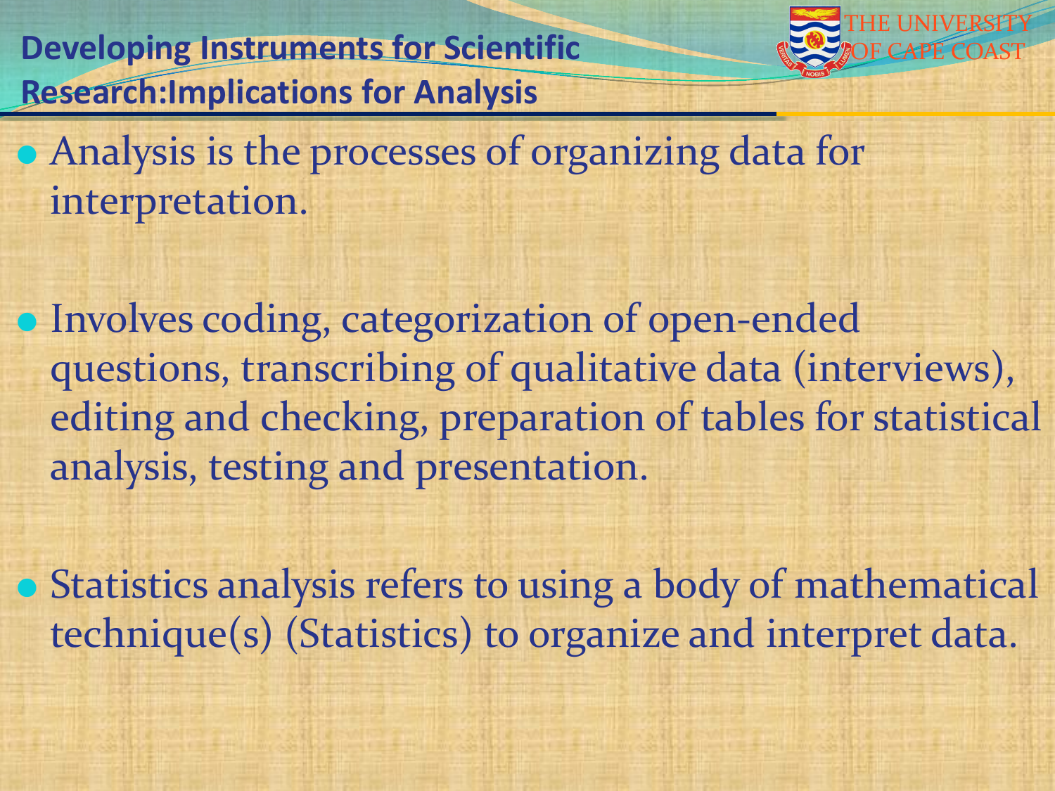## Developing Instruments for Scientific Research:Implications for Analysis

- Analysis is the processes of organizing data for interpretation.

- Involves coding, categorization of open-ended questions, transcribing of qualitative data (interviews), editing and checking, preparation of tables for statistical analysis, testing and presentation.

- Statistics analysis refers to using a body of mathematical technique(s) (Statistics) to organize and interpret data.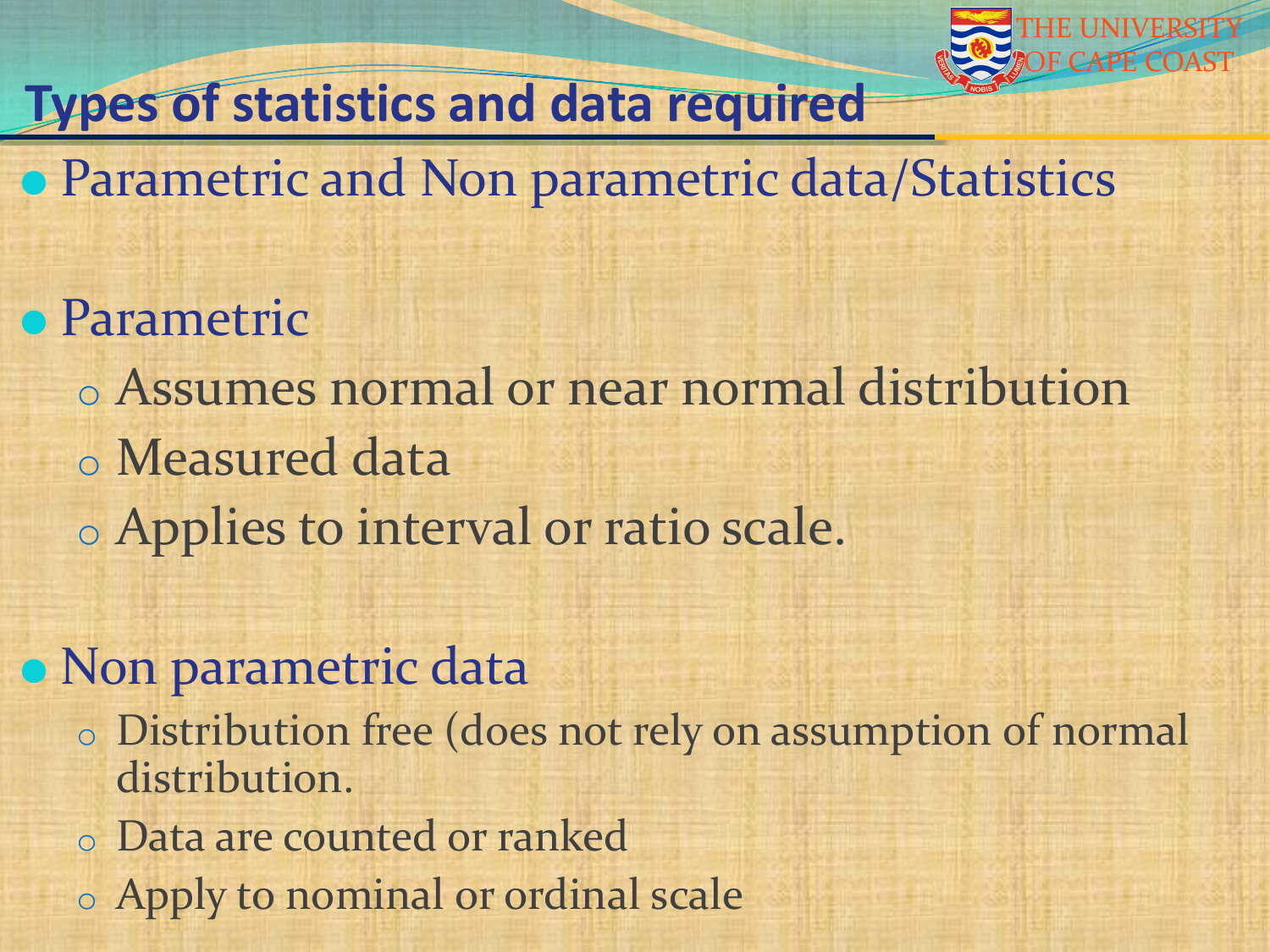## Types of statistics and data required

- Parametric and Non parametric data/Statistics

- Parametric
  - Assumes normal or near normal distribution
  - Measured data
  - Applies to interval or ratio scale.

- Non parametric data
  - Distribution free (does not rely on assumption of normal distribution.
  - Data are counted or ranked
  - Apply to nominal or ordinal scale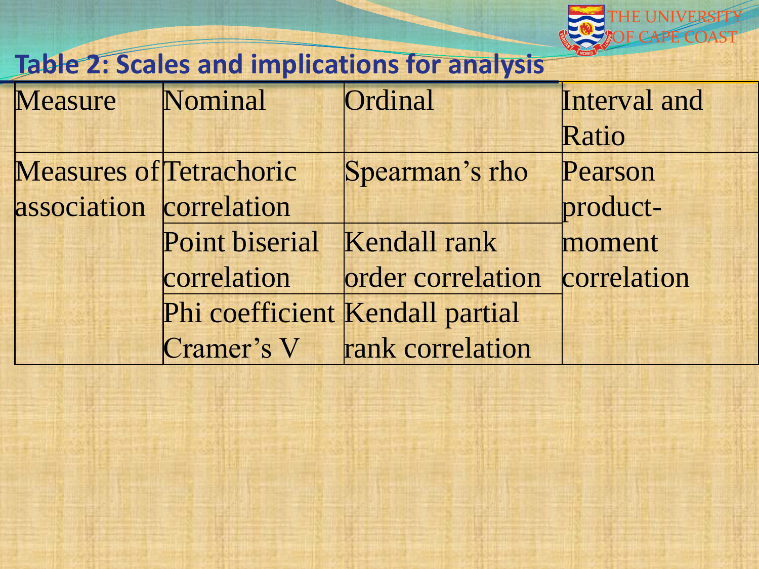## Table 2: Scales and implications for analysis

| Measure | Nominal | Ordinal | Interval and Ratio |
|---|---|---|---|
| Measures of association | Tetrachoric correlation | Spearman's rho | Pearson product-moment correlation |
| | Point biserial correlation | Kendall rank order correlation | |
| | Phi coefficient Cramer's V | Kendall partial rank correlation | |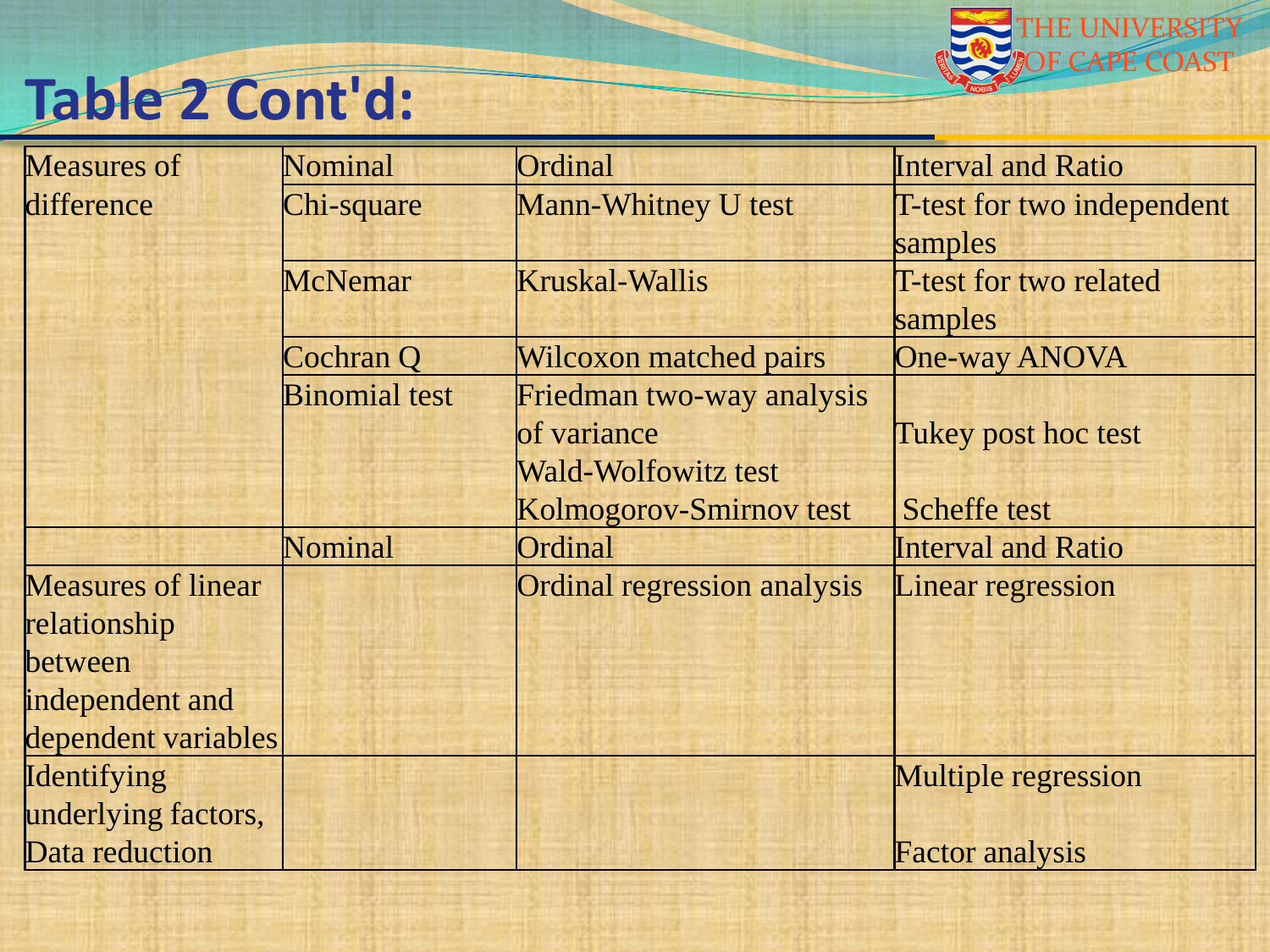# Table 2 Cont'd:

| Measures of difference | Nominal | Ordinal | Interval and Ratio |
|---|---|---|---|
| | Chi-square | Mann-Whitney U test | T-test for two independent samples |
| | McNemar | Kruskal-Wallis | T-test for two related samples |
| | Cochran Q | Wilcoxon matched pairs | One-way ANOVA |
| | Binomial test | Friedman two-way analysis of variance<br>Wald-Wolfowitz test<br>Kolmogorov-Smirnov test | Tukey post hoc test<br>Scheffe test |
| | Nominal | Ordinal | Interval and Ratio |
| Measures of linear relationship between independent and dependent variables | | Ordinal regression analysis | Linear regression |
| Identifying underlying factors, Data reduction | | | Multiple regression<br>Factor analysis |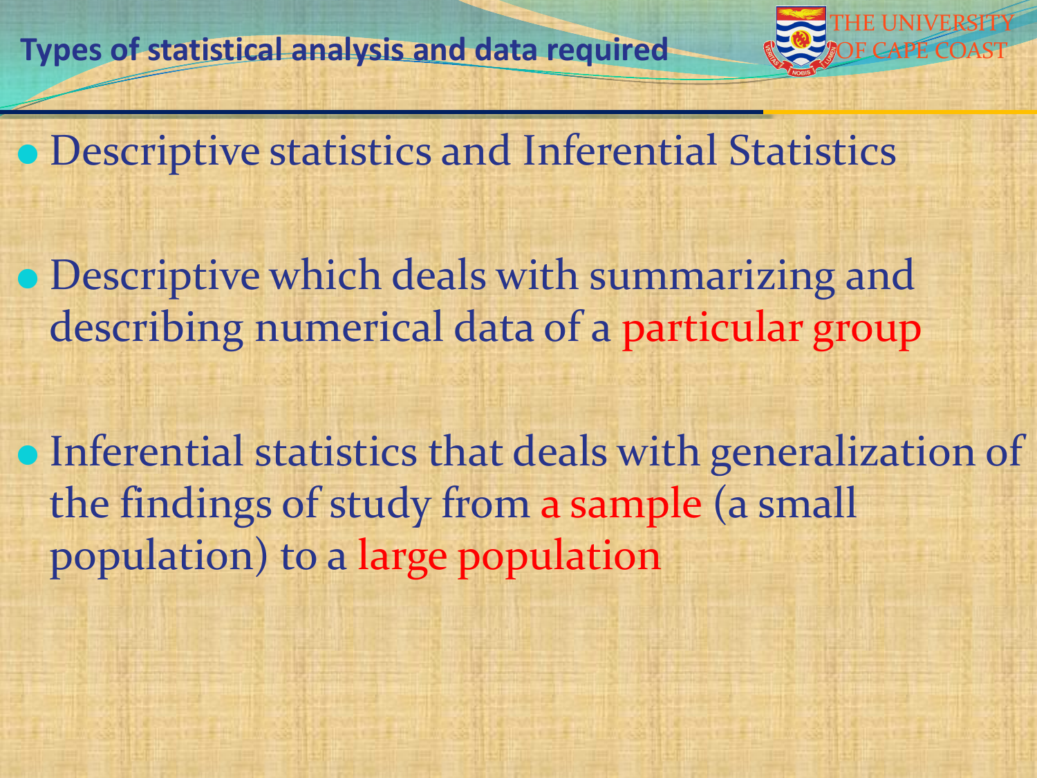## Types of statistical analysis and data required

- Descriptive statistics and Inferential Statistics
- Descriptive which deals with summarizing and describing numerical data of a particular group
- Inferential statistics that deals with generalization of the findings of study from a sample (a small population) to a large population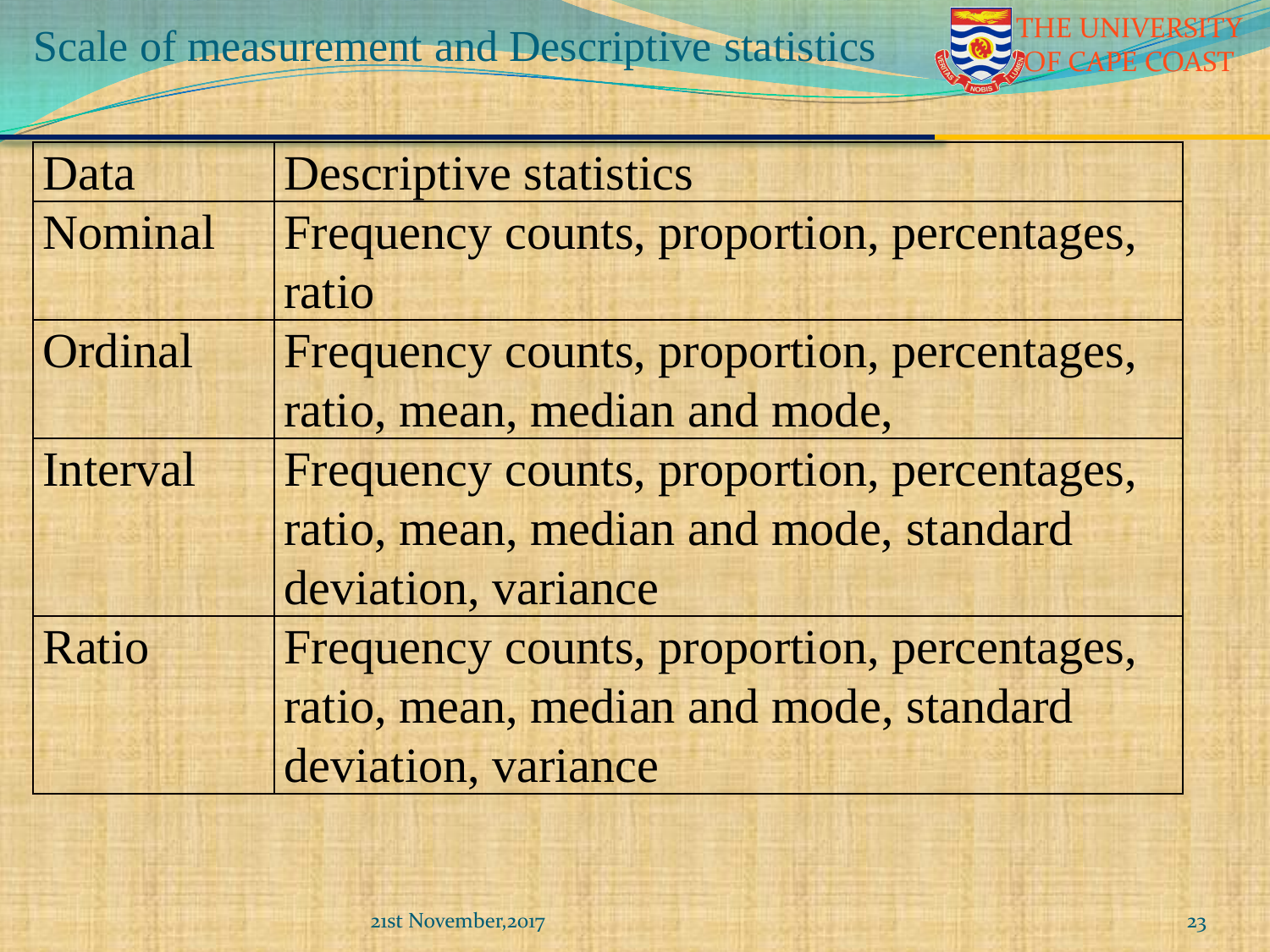## Scale of measurement and Descriptive statistics

| Data | Descriptive statistics |
|---|---|
| Nominal | Frequency counts, proportion, percentages, ratio |
| Ordinal | Frequency counts, proportion, percentages, ratio, mean, median and mode, |
| Interval | Frequency counts, proportion, percentages, ratio, mean, median and mode, standard deviation, variance |
| Ratio | Frequency counts, proportion, percentages, ratio, mean, median and mode, standard deviation, variance |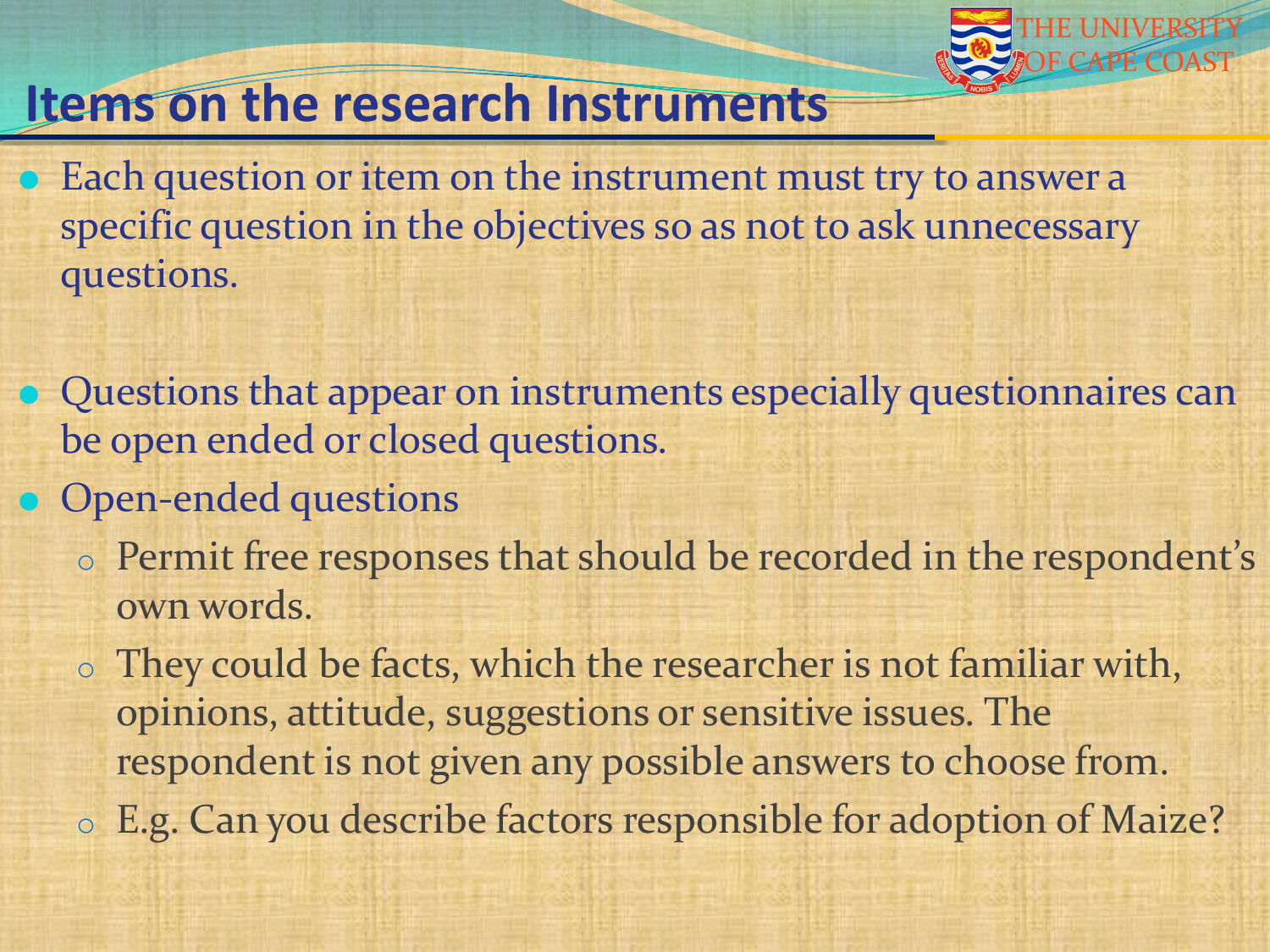## Items on the research Instruments

- Each question or item on the instrument must try to answer a specific question in the objectives so as not to ask unnecessary questions.

- Questions that appear on instruments especially questionnaires can be open ended or closed questions.
- Open-ended questions
  - Permit free responses that should be recorded in the respondent's own words.
  - They could be facts, which the researcher is not familiar with, opinions, attitude, suggestions or sensitive issues. The respondent is not given any possible answers to choose from.
  - E.g. Can you describe factors responsible for adoption of Maize?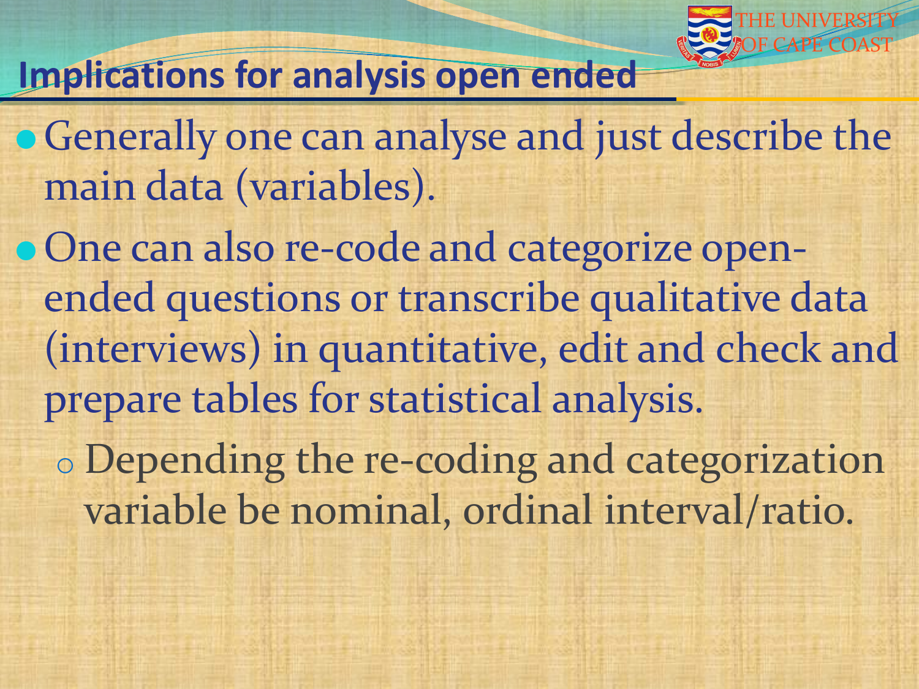## Implications for analysis open ended

- Generally one can analyse and just describe the main data (variables).
- One can also re-code and categorize open-ended questions or transcribe qualitative data (interviews) in quantitative, edit and check and prepare tables for statistical analysis.
  - Depending the re-coding and categorization variable be nominal, ordinal interval/ratio.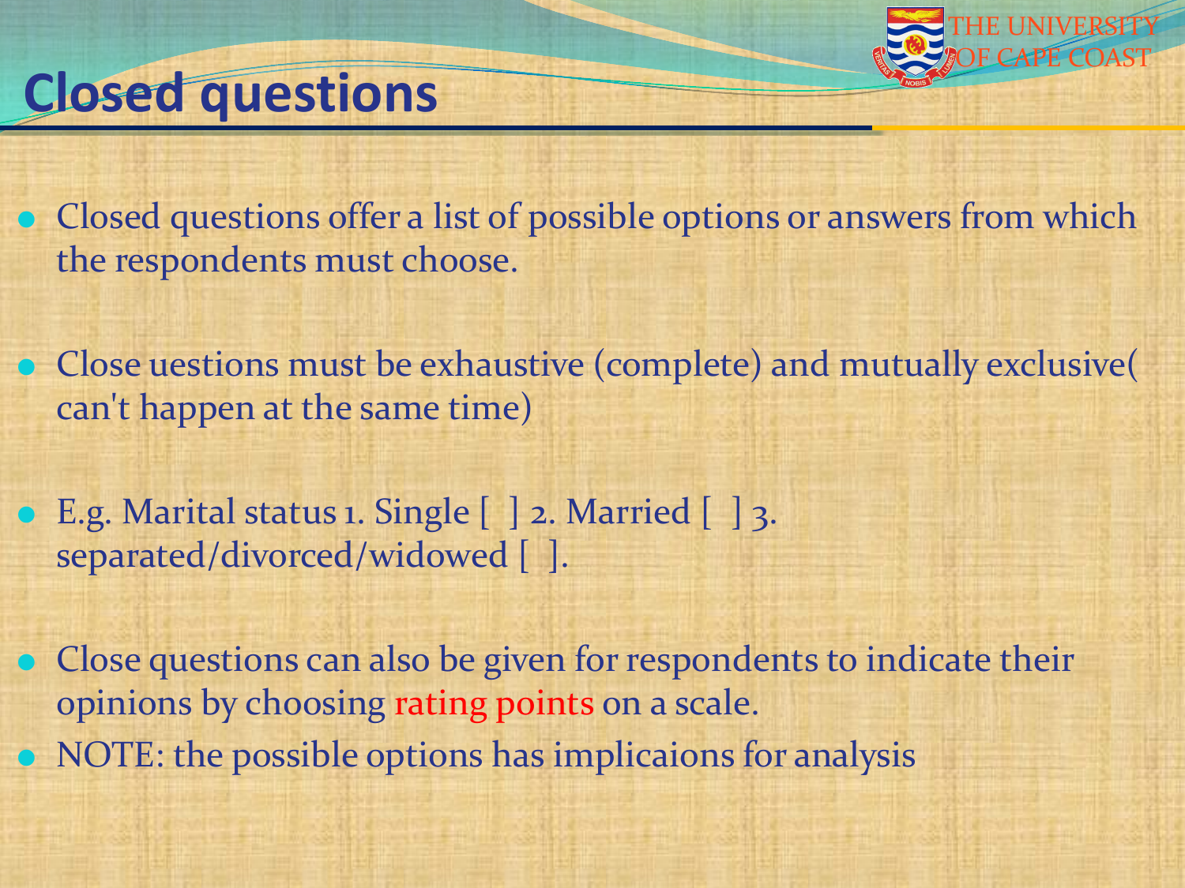# Closed questions

- Closed questions offer a list of possible options or answers from which the respondents must choose.
- Close uestions must be exhaustive (complete) and mutually exclusive( can't happen at the same time)
- E.g. Marital status 1. Single [ ] 2. Married [ ] 3. separated/divorced/widowed [ ].
- Close questions can also be given for respondents to indicate their opinions by choosing rating points on a scale.
- NOTE: the possible options has implicaions for analysis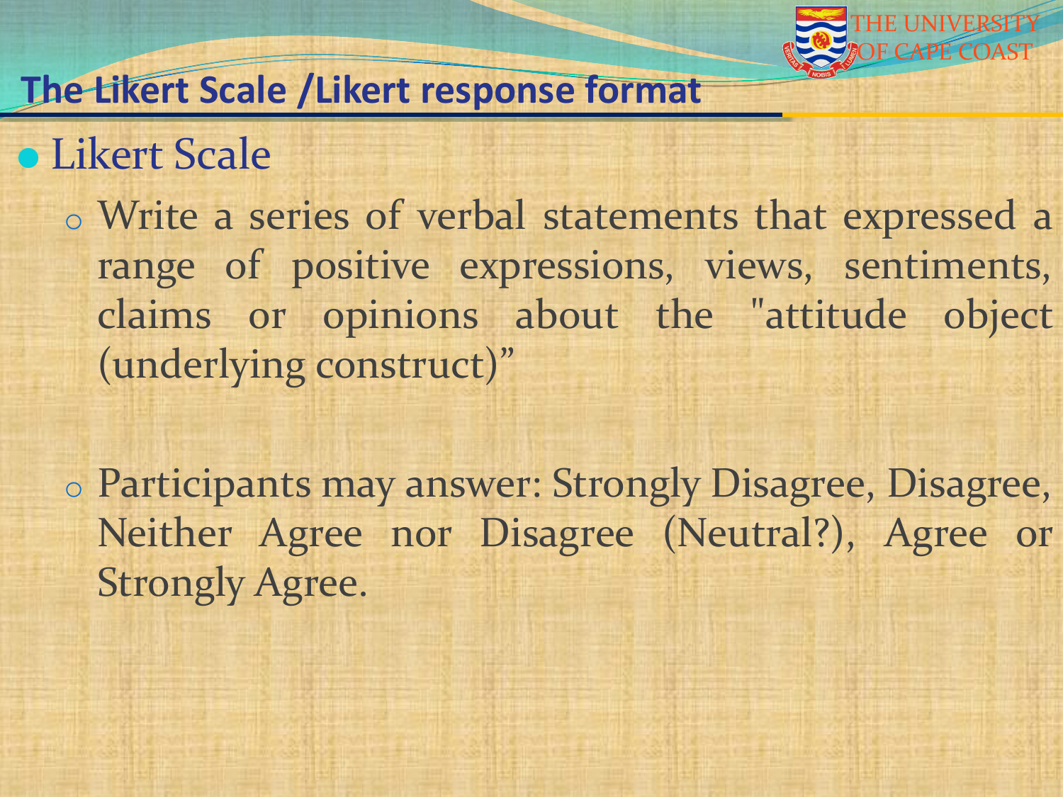## The Likert Scale /Likert response format

- Likert Scale
  - Write a series of verbal statements that expressed a range of positive expressions, views, sentiments, claims or opinions about the "attitude object (underlying construct)"
  - Participants may answer: Strongly Disagree, Disagree, Neither Agree nor Disagree (Neutral?), Agree or Strongly Agree.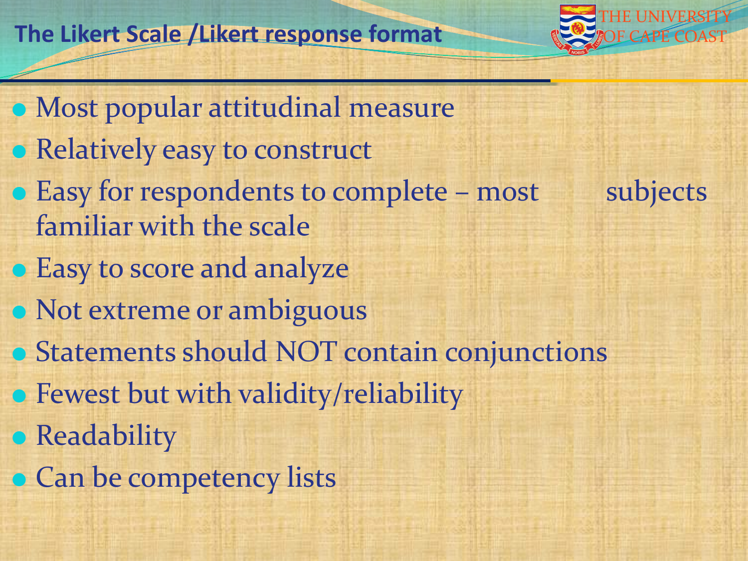## The Likert Scale /Likert response format

- Most popular attitudinal measure
- Relatively easy to construct
- Easy for respondents to complete – most subjects familiar with the scale
- Easy to score and analyze
- Not extreme or ambiguous
- Statements should NOT contain conjunctions
- Fewest but with validity/reliability
- Readability
- Can be competency lists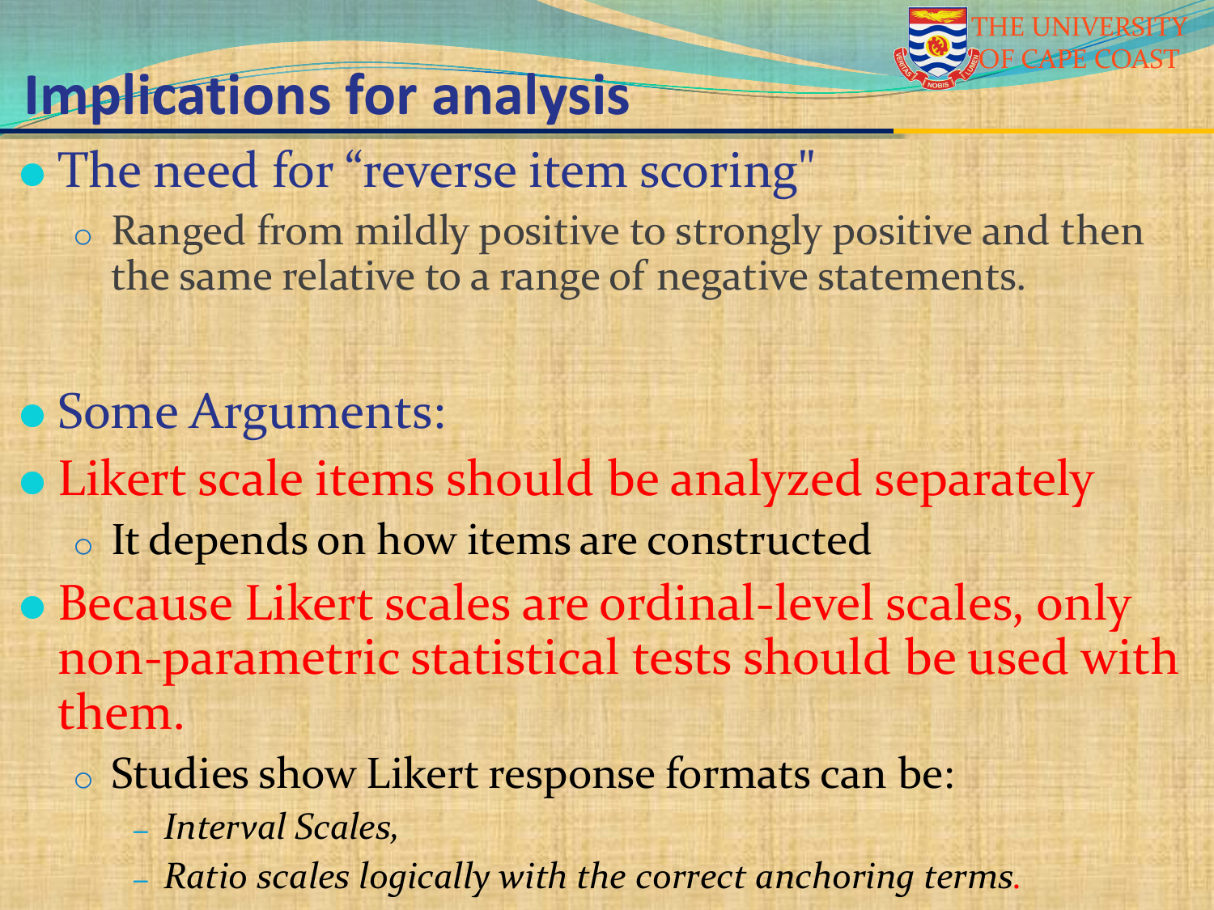# Implications for analysis

- The need for “reverse item scoring"
  - Ranged from mildly positive to strongly positive and then the same relative to a range of negative statements.

- Some Arguments:
- Likert scale items should be analyzed separately
  - It depends on how items are constructed
- Because Likert scales are ordinal-level scales, only non-parametric statistical tests should be used with them.
  - Studies show Likert response formats can be:
    - *Interval Scales,*
    - *Ratio scales logically with the correct anchoring terms.*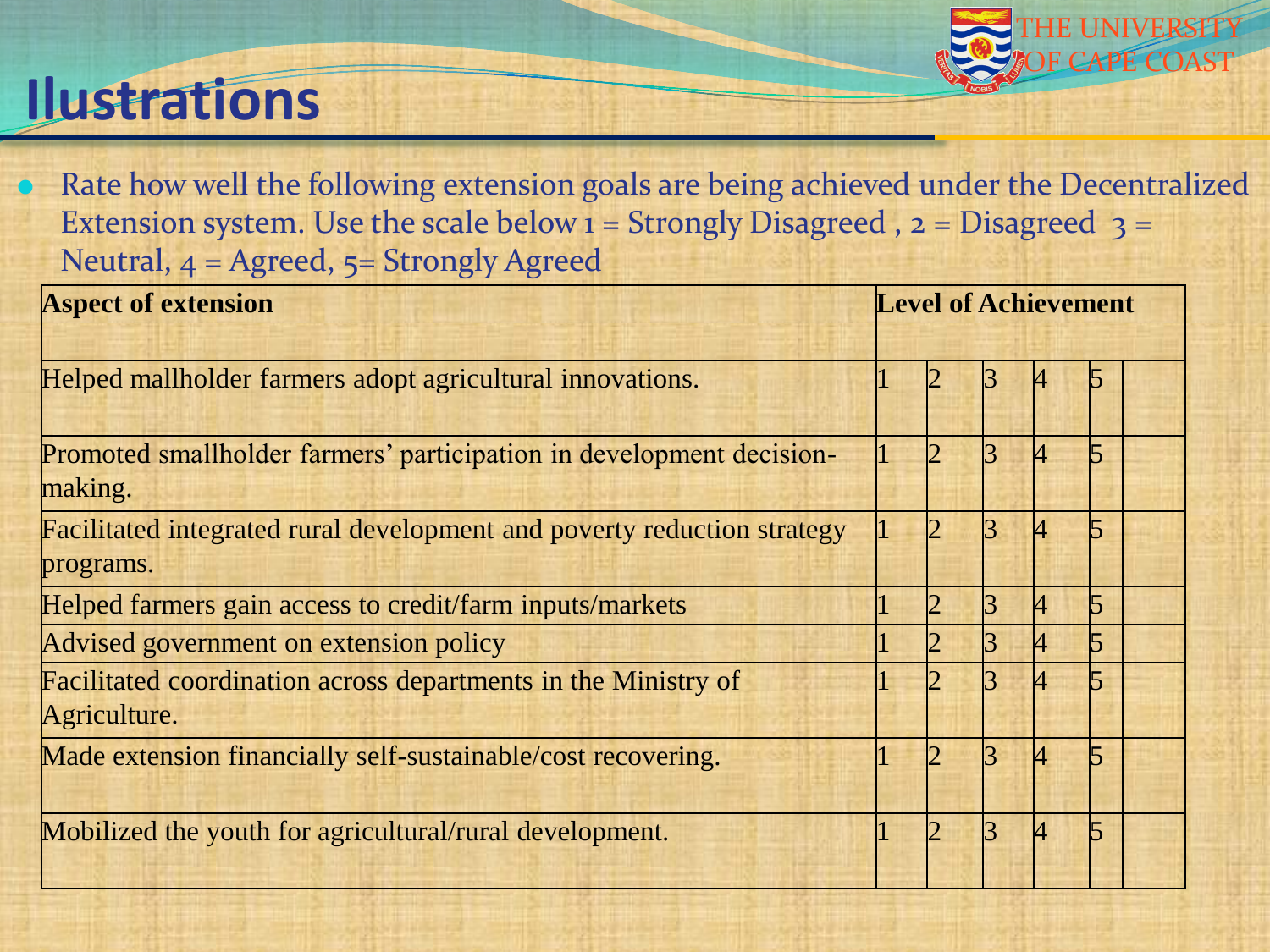# Ilustrations

- Rate how well the following extension goals are being achieved under the Decentralized Extension system. Use the scale below 1 = Strongly Disagreed , 2 = Disagreed 3 = Neutral, 4 = Agreed, 5= Strongly Agreed

| **Aspect of extension** | **Level of Achievement** | | | | | |
|---|---|---|---|---|---|---|
| Helped mallholder farmers adopt agricultural innovations. | 1 | 2 | 3 | 4 | 5 | |
| Promoted smallholder farmers' participation in development decision-making. | 1 | 2 | 3 | 4 | 5 | |
| Facilitated integrated rural development and poverty reduction strategy programs. | 1 | 2 | 3 | 4 | 5 | |
| Helped farmers gain access to credit/farm inputs/markets | 1 | 2 | 3 | 4 | 5 | |
| Advised government on extension policy | 1 | 2 | 3 | 4 | 5 | |
| Facilitated coordination across departments in the Ministry of Agriculture. | 1 | 2 | 3 | 4 | 5 | |
| Made extension financially self-sustainable/cost recovering. | 1 | 2 | 3 | 4 | 5 | |
| Mobilized the youth for agricultural/rural development. | 1 | 2 | 3 | 4 | 5 | |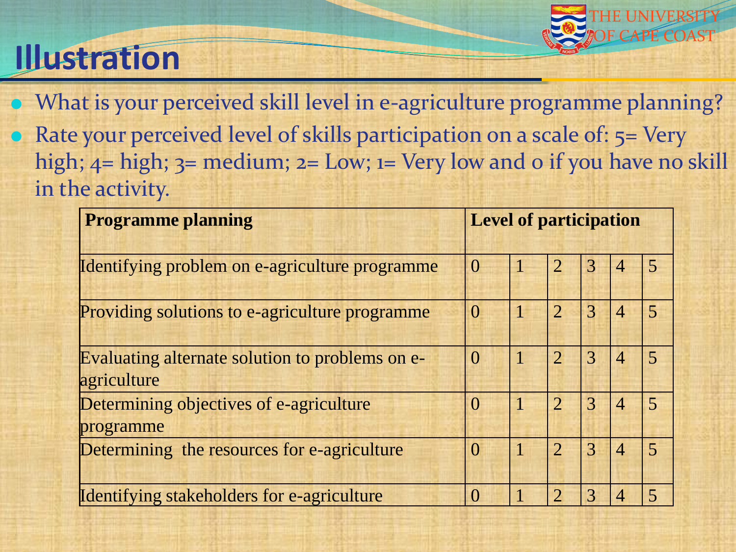# Illustration

- What is your perceived skill level in e-agriculture programme planning?
- Rate your perceived level of skills participation on a scale of: 5= Very high; 4= high; 3= medium; 2= Low; 1= Very low and 0 if you have no skill in the activity.

| Programme planning | Level of participation | | | | | |
|---|---|---|---|---|---|---|
| Identifying problem on e-agriculture programme | 0 | 1 | 2 | 3 | 4 | 5 |
| Providing solutions to e-agriculture programme | 0 | 1 | 2 | 3 | 4 | 5 |
| Evaluating alternate solution to problems on e-agriculture | 0 | 1 | 2 | 3 | 4 | 5 |
| Determining objectives of e-agriculture programme | 0 | 1 | 2 | 3 | 4 | 5 |
| Determining the resources for e-agriculture | 0 | 1 | 2 | 3 | 4 | 5 |
| Identifying stakeholders for e-agriculture | 0 | 1 | 2 | 3 | 4 | 5 |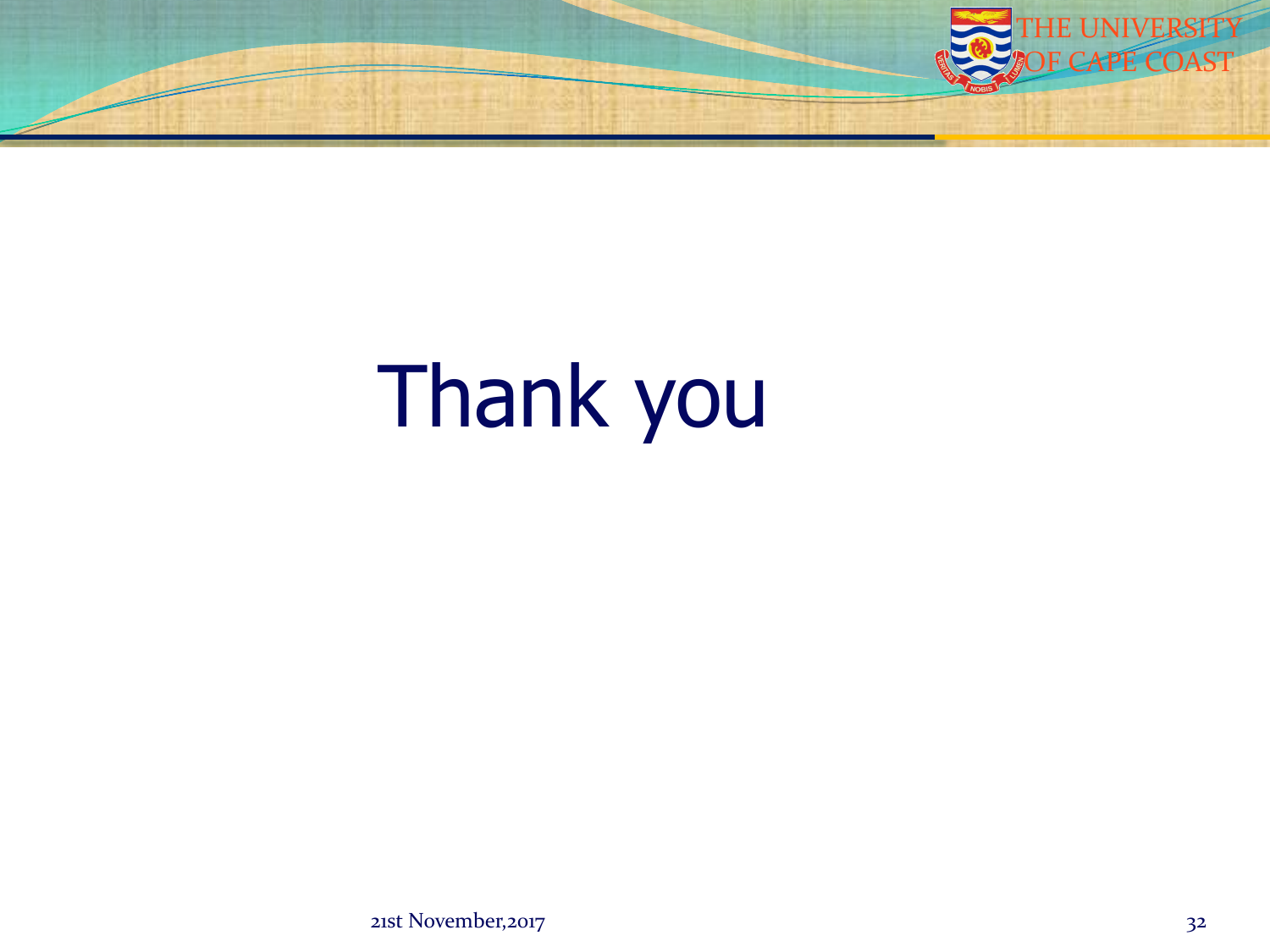# Thank you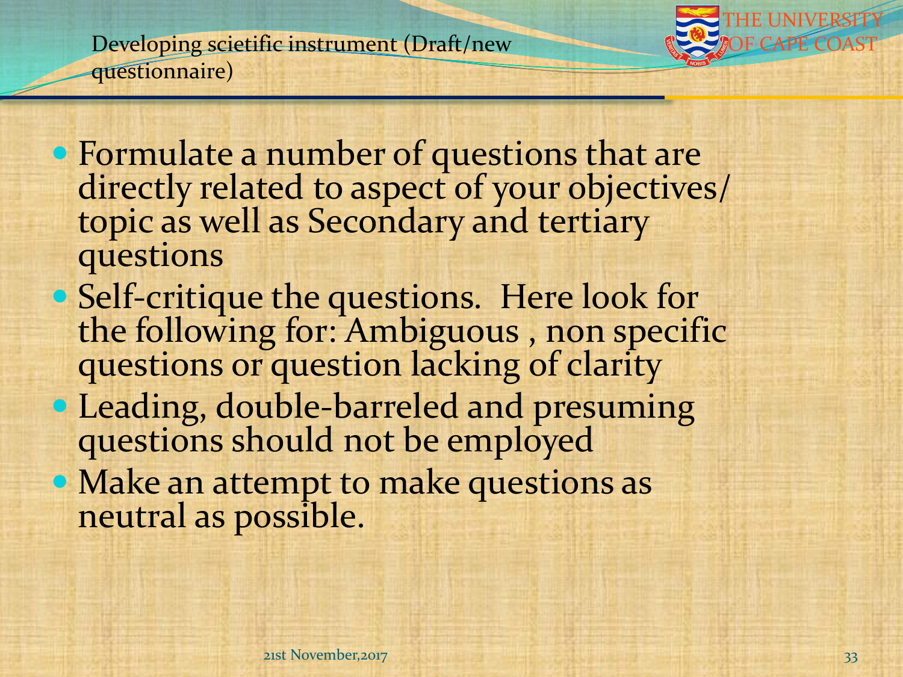## Developing scietific instrument (Draft/new questionnaire)

- Formulate a number of questions that are directly related to aspect of your objectives/ topic as well as Secondary and tertiary questions
- Self-critique the questions. Here look for the following for: Ambiguous , non specific questions or question lacking of clarity
- Leading, double-barreled and presuming questions should not be employed
- Make an attempt to make questions as neutral as possible.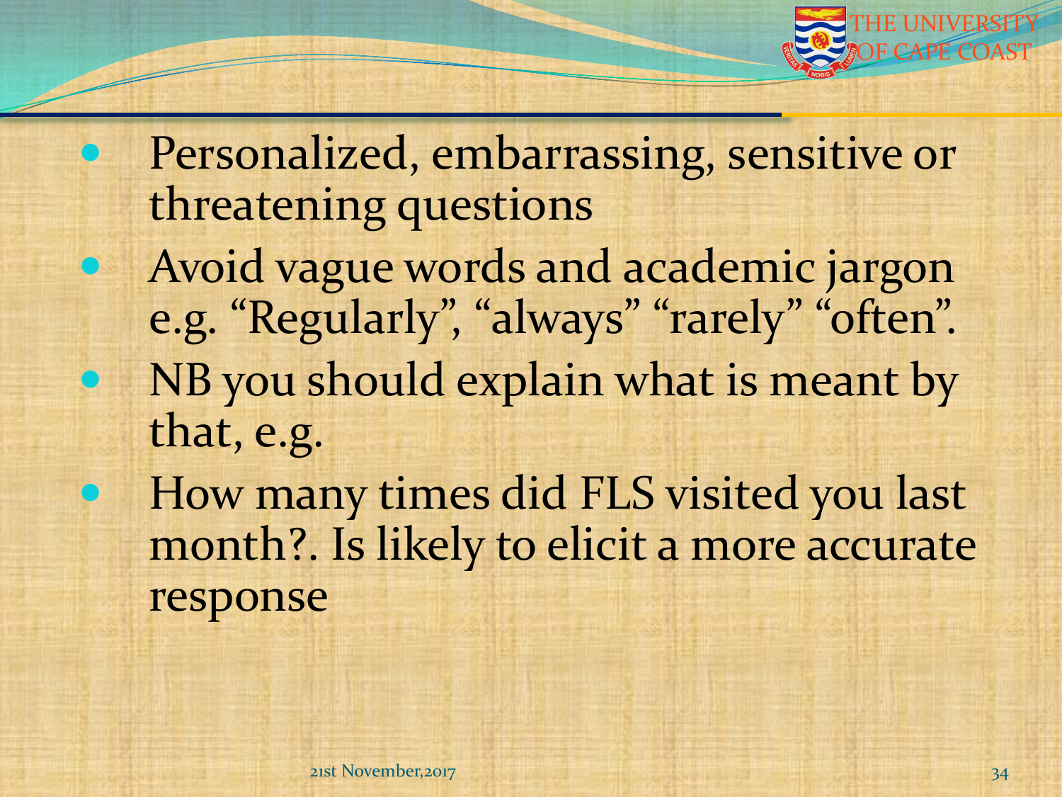- Personalized, embarrassing, sensitive or threatening questions
- Avoid vague words and academic jargon e.g. “Regularly”, “always” “rarely” “often”.
- NB you should explain what is meant by that, e.g.
- How many times did FLS visited you last month?. Is likely to elicit a more accurate response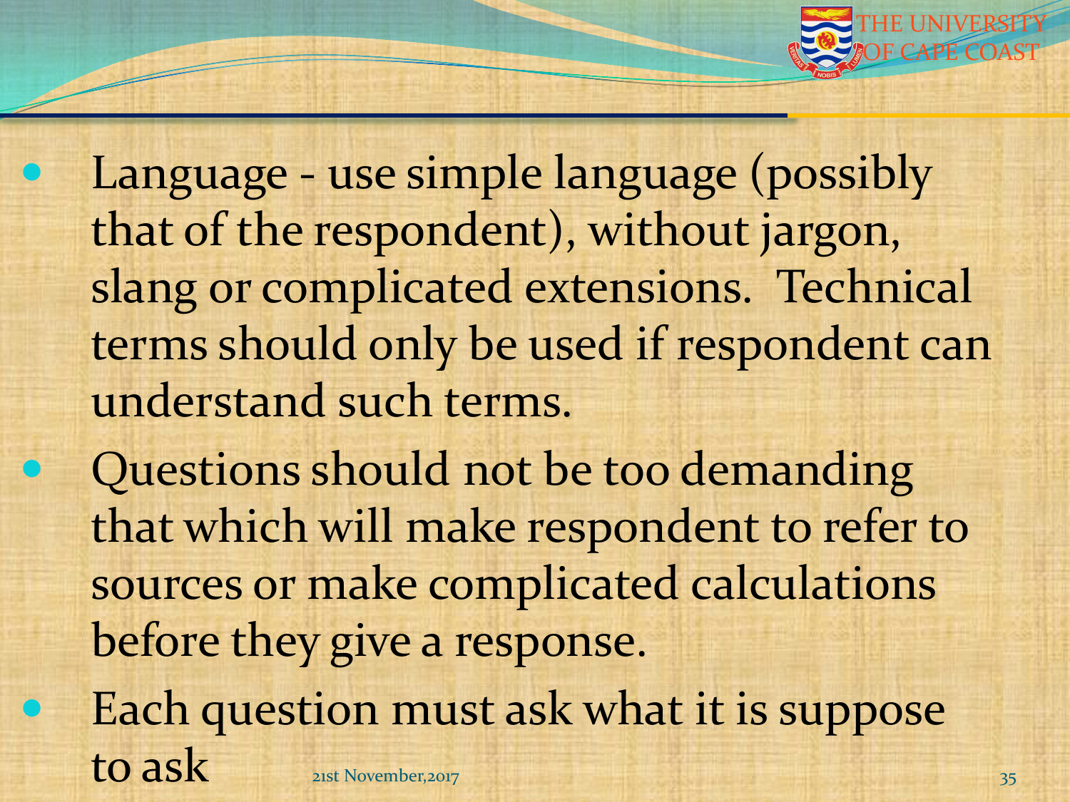- Language - use simple language (possibly that of the respondent), without jargon, slang or complicated extensions. Technical terms should only be used if respondent can understand such terms.
- Questions should not be too demanding that which will make respondent to refer to sources or make complicated calculations before they give a response.
- Each question must ask what it is suppose to ask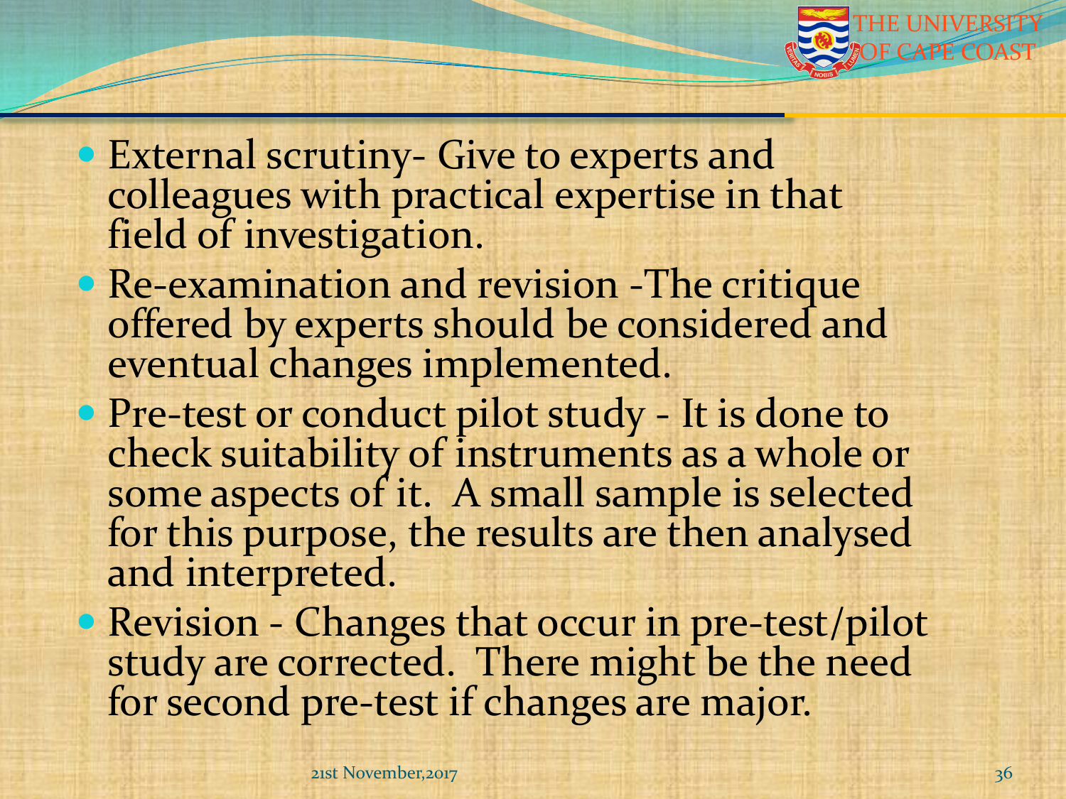- External scrutiny- Give to experts and colleagues with practical expertise in that field of investigation.
- Re-examination and revision -The critique offered by experts should be considered and eventual changes implemented.
- Pre-test or conduct pilot study - It is done to check suitability of instruments as a whole or some aspects of it.  A small sample is selected for this purpose, the results are then analysed and interpreted.
- Revision - Changes that occur in pre-test/pilot study are corrected.  There might be the need for second pre-test if changes are major.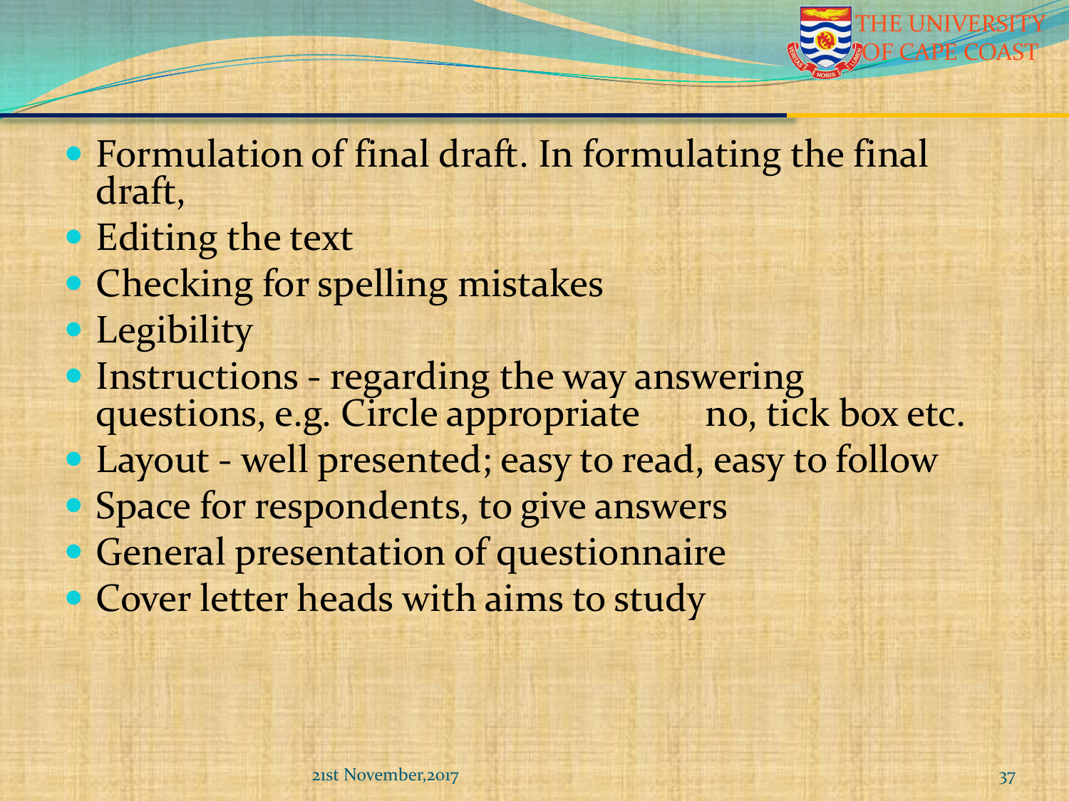- Formulation of final draft. In formulating the final draft,
- Editing the text
- Checking for spelling mistakes
- Legibility
- Instructions - regarding the way answering questions, e.g. Circle appropriate no, tick box etc.
- Layout - well presented; easy to read, easy to follow
- Space for respondents, to give answers
- General presentation of questionnaire
- Cover letter heads with aims to study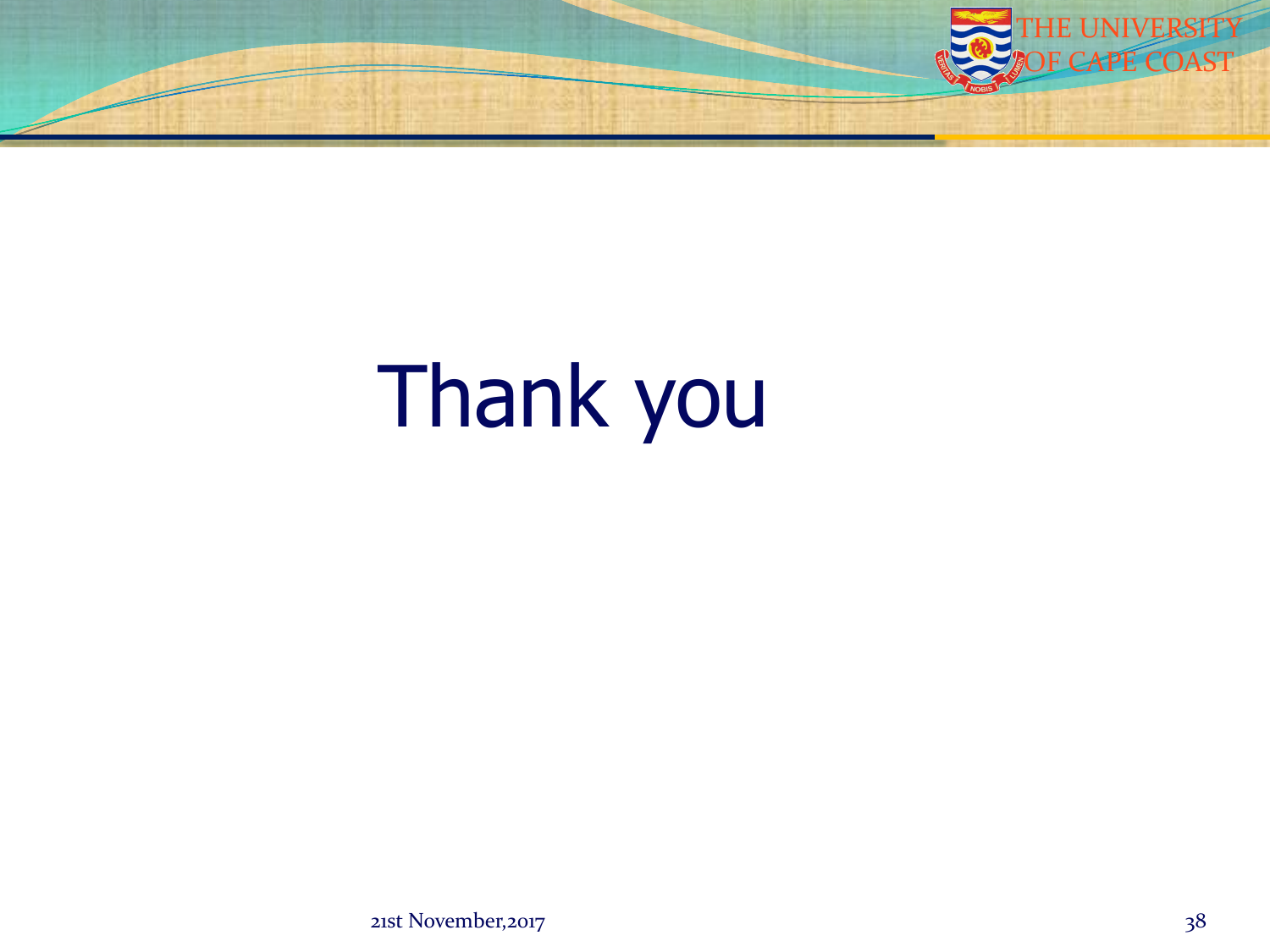# Thank you